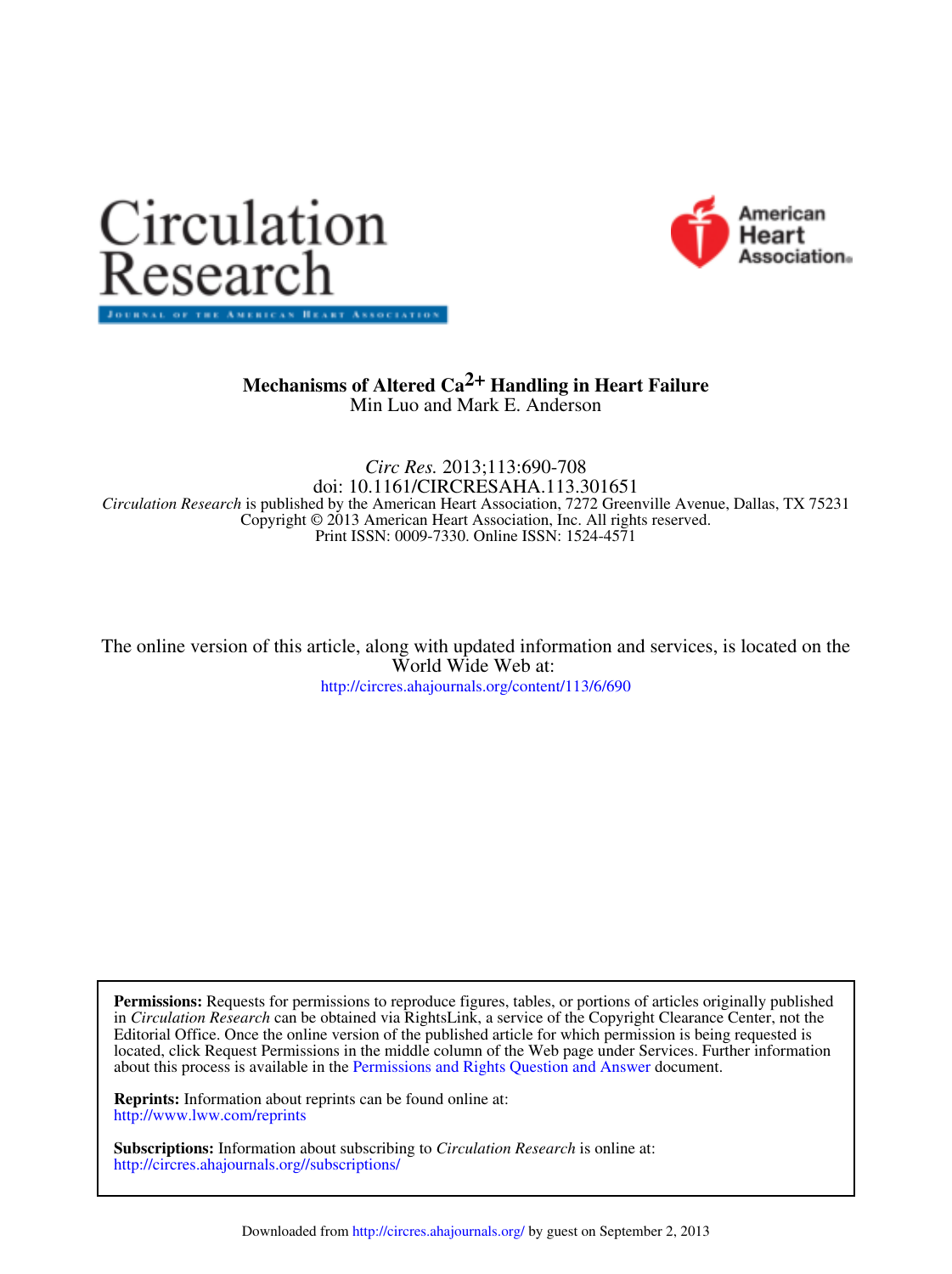Circulation Research

JOURNAL OF THE AMERICAN HEART ASSOCIATION

American Heart Association®

# Mechanisms of Altered $Ca^{2+}$ Handling in Heart Failure

Min Luo and Mark E. Anderson

*Circ Res.* 2013;113:690-708

doi: 10.1161/CIRCRESAHA.113.301651

*Circulation Research* is published by the American Heart Association, 7272 Greenville Avenue, Dallas, TX 75231

Copyright © 2013 American Heart Association, Inc. All rights reserved.

Print ISSN: 0009-7330. Online ISSN: 1524-4571

The online version of this article, along with updated information and services, is located on the World Wide Web at:

http://circres.ahajournals.org/content/113/6/690

**Permissions:** Requests for permissions to reproduce figures, tables, or portions of articles originally published in *Circulation Research* can be obtained via RightsLink, a service of the Copyright Clearance Center, not the Editorial Office. Once the online version of the published article for which permission is being requested is located, click Request Permissions in the middle column of the Web page under Services. Further information about this process is available in the Permissions and Rights Question and Answer document.

**Reprints:** Information about reprints can be found online at:
http://www.lww.com/reprints

**Subscriptions:** Information about subscribing to *Circulation Research* is online at:
http://circres.ahajournals.org//subscriptions/

Downloaded from http://circres.ahajournals.org/ by guest on September 2, 2013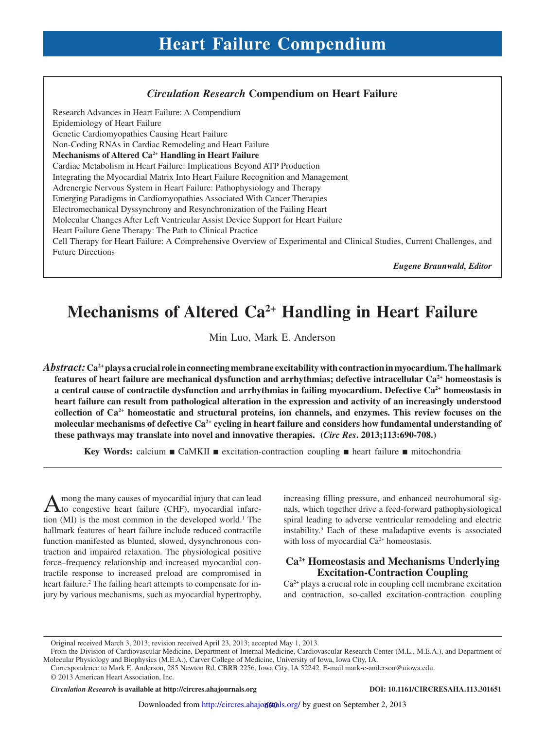# Heart Failure Compendium

## *Circulation Research* Compendium on Heart Failure

Research Advances in Heart Failure: A Compendium
Epidemiology of Heart Failure
Genetic Cardiomyopathies Causing Heart Failure
Non-Coding RNAs in Cardiac Remodeling and Heart Failure
**Mechanisms of Altered $Ca^{2+}$ Handling in Heart Failure**
Cardiac Metabolism in Heart Failure: Implications Beyond ATP Production
Integrating the Myocardial Matrix Into Heart Failure Recognition and Management
Adrenergic Nervous System in Heart Failure: Pathophysiology and Therapy
Emerging Paradigms in Cardiomyopathies Associated With Cancer Therapies
Electromechanical Dyssynchrony and Resynchronization of the Failing Heart
Molecular Changes After Left Ventricular Assist Device Support for Heart Failure
Heart Failure Gene Therapy: The Path to Clinical Practice
Cell Therapy for Heart Failure: A Comprehensive Overview of Experimental and Clinical Studies, Current Challenges, and Future Directions

***Eugene Braunwald, Editor***

# Mechanisms of Altered $Ca^{2+}$ Handling in Heart Failure

Min Luo, Mark E. Anderson

***Abstract:*** **$Ca^{2+}$ plays a crucial role in connecting membrane excitability with contraction in myocardium. The hallmark features of heart failure are mechanical dysfunction and arrhythmias; defective intracellular $Ca^{2+}$ homeostasis is a central cause of contractile dysfunction and arrhythmias in failing myocardium. Defective $Ca^{2+}$ homeostasis in heart failure can result from pathological alteration in the expression and activity of an increasingly understood collection of $Ca^{2+}$ homeostatic and structural proteins, ion channels, and enzymes. This review focuses on the molecular mechanisms of defective $Ca^{2+}$ cycling in heart failure and considers how fundamental understanding of these pathways may translate into novel and innovative therapies. (*Circ Res*. 2013;113:690-708.)**

**Key Words:** calcium ■ CaMKII ■ excitation-contraction coupling ■ heart failure ■ mitochondria

Among the many causes of myocardial injury that can lead to congestive heart failure (CHF), myocardial infarction (MI) is the most common in the developed world.[1] The hallmark features of heart failure include reduced contractile function manifested as blunted, slowed, dysynchronous contraction and impaired relaxation. The physiological positive force–frequency relationship and increased myocardial contractile response to increased preload are compromised in heart failure.[2] The failing heart attempts to compensate for injury by various mechanisms, such as myocardial hypertrophy, increasing filling pressure, and enhanced neurohumoral signals, which together drive a feed-forward pathophysiological spiral leading to adverse ventricular remodeling and electric instability.[3] Each of these maladaptive events is associated with loss of myocardial $Ca^{2+}$ homeostasis.

## $Ca^{2+}$ Homeostasis and Mechanisms Underlying Excitation-Contraction Coupling

$Ca^{2+}$ plays a crucial role in coupling cell membrane excitation and contraction, so-called excitation-contraction coupling

Original received March 3, 2013; revision received April 23, 2013; accepted May 1, 2013.

From the Division of Cardiovascular Medicine, Department of Internal Medicine, Cardiovascular Research Center (M.L., M.E.A.), and Department of Molecular Physiology and Biophysics (M.E.A.), Carver College of Medicine, University of Iowa, Iowa City, IA.

Correspondence to Mark E. Anderson, 285 Newton Rd, CBRB 2256, Iowa City, IA 52242. E-mail mark-e-anderson@uiowa.edu.

© 2013 American Heart Association, Inc.

*Circulation Research* is available at http://circres.ahajournals.org — DOI: 10.1161/CIRCRESAHA.113.301651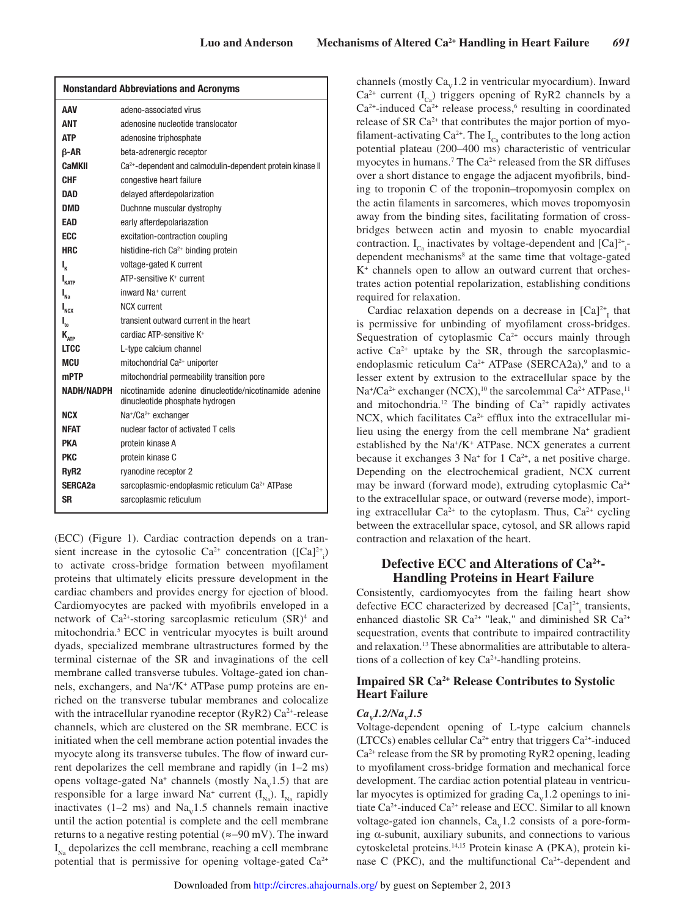| Nonstandard Abbreviations and Acronyms | |
|---|---|
| AAV | adeno-associated virus |
| ANT | adenosine nucleotide translocator |
| ATP | adenosine triphosphate |
| β-AR | beta-adrenergic receptor |
| CaMKII | $Ca^{2+}$-dependent and calmodulin-dependent protein kinase II |
| CHF | congestive heart failure |
| DAD | delayed afterdepolarization |
| DMD | Duchnne muscular dystrophy |
| EAD | early afterdepolariazation |
| ECC | excitation-contraction coupling |
| HRC | histidine-rich $Ca^{2+}$ binding protein |
| $I_K$ | voltage-gated K current |
| $I_{KATP}$ | ATP-sensitive $K^+$ current |
| $I_{Na}$ | inward $Na^+$ current |
| $I_{NCX}$ | NCX current |
| $I_{to}$ | transient outward current in the heart |
| $K_{ATP}$ | cardiac ATP-sensitive $K^+$ |
| LTCC | L-type calcium channel |
| MCU | mitochondrial $Ca^{2+}$ uniporter |
| mPTP | mitochondrial permeability transition pore |
| NADH/NADPH | nicotinamide adenine dinucleotide/nicotinamide adenine dinucleotide phosphate hydrogen |
| NCX | $Na^+/Ca^{2+}$ exchanger |
| NFAT | nuclear factor of activated T cells |
| PKA | protein kinase A |
| PKC | protein kinase C |
| RyR2 | ryanodine receptor 2 |
| SERCA2a | sarcoplasmic-endoplasmic reticulum $Ca^{2+}$ ATPase |
| SR | sarcoplasmic reticulum |

(ECC) (Figure 1). Cardiac contraction depends on a transient increase in the cytosolic $Ca^{2+}$ concentration ($[Ca]^{2+}_i$) to activate cross-bridge formation between myofilament proteins that ultimately elicits pressure development in the cardiac chambers and provides energy for ejection of blood. Cardiomyocytes are packed with myofibrils enveloped in a network of $Ca^{2+}$-storing sarcoplasmic reticulum (SR)[4] and mitochondria.[5] ECC in ventricular myocytes is built around dyads, specialized membrane ultrastructures formed by the terminal cisternae of the SR and invaginations of the cell membrane called transverse tubules. Voltage-gated ion channels, exchangers, and $Na^+/K^+$ ATPase pump proteins are enriched on the transverse tubular membranes and colocalize with the intracellular ryanodine receptor (RyR2) $Ca^{2+}$-release channels, which are clustered on the SR membrane. ECC is initiated when the cell membrane action potential invades the myocyte along its transverse tubules. The flow of inward current depolarizes the cell membrane and rapidly (in 1–2 ms) opens voltage-gated $Na^+$ channels (mostly $Na_V1.5$) that are responsible for a large inward $Na^+$ current ($I_{Na}$). $I_{Na}$ rapidly inactivates (1–2 ms) and $Na_V1.5$ channels remain inactive until the action potential is complete and the cell membrane returns to a negative resting potential (≈−90 mV). The inward $I_{Na}$ depolarizes the cell membrane, reaching a cell membrane potential that is permissive for opening voltage-gated $Ca^{2+}$ channels (mostly $Ca_V1.2$ in ventricular myocardium). Inward $Ca^{2+}$ current ($I_{Ca}$) triggers opening of RyR2 channels by a $Ca^{2+}$-induced $Ca^{2+}$ release process,[6] resulting in coordinated release of SR $Ca^{2+}$ that contributes the major portion of myofilament-activating $Ca^{2+}$. The $I_{Ca}$ contributes to the long action potential plateau (200–400 ms) characteristic of ventricular myocytes in humans.[7] The $Ca^{2+}$ released from the SR diffuses over a short distance to engage the adjacent myofibrils, binding to troponin C of the troponin–tropomyosin complex on the actin filaments in sarcomeres, which moves tropomyosin away from the binding sites, facilitating formation of cross-bridges between actin and myosin to enable myocardial contraction. $I_{Ca}$ inactivates by voltage-dependent and $[Ca]^{2+}_i$-dependent mechanisms[8] at the same time that voltage-gated $K^+$ channels open to allow an outward current that orchestrates action potential repolarization, establishing conditions required for relaxation.

Cardiac relaxation depends on a decrease in $[Ca]^{2+}_I$ that is permissive for unbinding of myofilament cross-bridges. Sequestration of cytoplasmic $Ca^{2+}$ occurs mainly through active $Ca^{2+}$ uptake by the SR, through the sarcoplasmic-endoplasmic reticulum $Ca^{2+}$ ATPase (SERCA2a),[9] and to a lesser extent by extrusion to the extracellular space by the $Na^+/Ca^{2+}$ exchanger (NCX),[10] the sarcolemmal $Ca^{2+}$ ATPase,[11] and mitochondria.[12] The binding of $Ca^{2+}$ rapidly activates NCX, which facilitates $Ca^{2+}$ efflux into the extracellular milieu using the energy from the cell membrane $Na^+$ gradient established by the $Na^+/K^+$ ATPase. NCX generates a current because it exchanges 3 $Na^+$ for 1 $Ca^{2+}$, a net positive charge. Depending on the electrochemical gradient, NCX current may be inward (forward mode), extruding cytoplasmic $Ca^{2+}$ to the extracellular space, or outward (reverse mode), importing extracellular $Ca^{2+}$ to the cytoplasm. Thus, $Ca^{2+}$ cycling between the extracellular space, cytosol, and SR allows rapid contraction and relaxation of the heart.

## Defective ECC and Alterations of $Ca^{2+}$-Handling Proteins in Heart Failure

Consistently, cardiomyocytes from the failing heart show defective ECC characterized by decreased $[Ca]^{2+}_i$ transients, enhanced diastolic SR $Ca^{2+}$ "leak," and diminished SR $Ca^{2+}$ sequestration, events that contribute to impaired contractility and relaxation.[13] These abnormalities are attributable to alterations of a collection of key $Ca^{2+}$-handling proteins.

### Impaired SR $Ca^{2+}$ Release Contributes to Systolic Heart Failure

#### *$Ca_V1.2/Na_V1.5$*

Voltage-dependent opening of L-type calcium channels (LTCCs) enables cellular $Ca^{2+}$ entry that triggers $Ca^{2+}$-induced $Ca^{2+}$ release from the SR by promoting RyR2 opening, leading to myofilament cross-bridge formation and mechanical force development. The cardiac action potential plateau in ventricular myocytes is optimized for grading $Ca_V1.2$ openings to initiate $Ca^{2+}$-induced $Ca^{2+}$ release and ECC. Similar to all known voltage-gated ion channels, $Ca_V1.2$ consists of a pore-forming α-subunit, auxiliary subunits, and connections to various cytoskeletal proteins.[14,15] Protein kinase A (PKA), protein kinase C (PKC), and the multifunctional $Ca^{2+}$-dependent and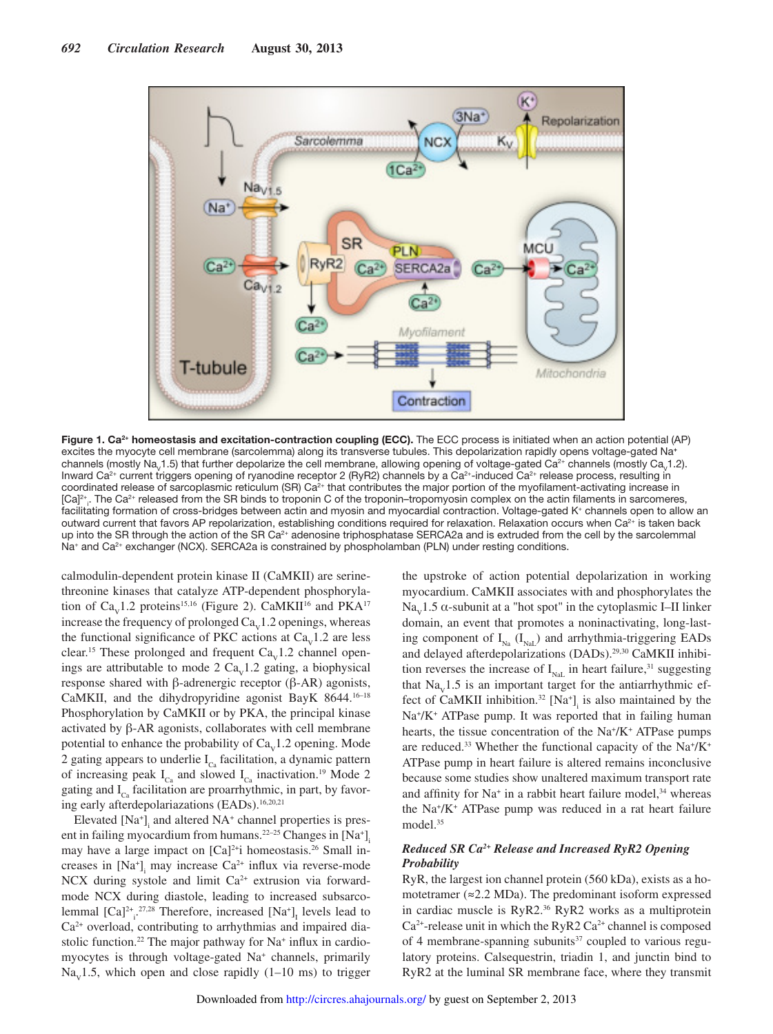**Figure 1. $Ca^{2+}$ homeostasis and excitation-contraction coupling (ECC).** The ECC process is initiated when an action potential (AP) excites the myocyte cell membrane (sarcolemma) along its transverse tubules. This depolarization rapidly opens voltage-gated $Na^{+}$ channels (mostly $Na_V1.5$) that further depolarize the cell membrane, allowing opening of voltage-gated $Ca^{2+}$ channels (mostly $Ca_V1.2$). Inward $Ca^{2+}$ current triggers opening of ryanodine receptor 2 (RyR2) channels by a $Ca^{2+}$-induced $Ca^{2+}$ release process, resulting in coordinated release of sarcoplasmic reticulum (SR) $Ca^{2+}$ that contributes the major portion of the myofilament-activating increase in $[Ca]^{2+}_i$. The $Ca^{2+}$ released from the SR binds to troponin C of the troponin–tropomyosin complex on the actin filaments in sarcomeres, facilitating formation of cross-bridges between actin and myosin and myocardial contraction. Voltage-gated $K^{+}$ channels open to allow an outward current that favors AP repolarization, establishing conditions required for relaxation. Relaxation occurs when $Ca^{2+}$ is taken back up into the SR through the action of the SR $Ca^{2+}$ adenosine triphosphatase SERCA2a and is extruded from the cell by the sarcolemmal $Na^{+}$ and $Ca^{2+}$ exchanger (NCX). SERCA2a is constrained by phospholamban (PLN) under resting conditions.

calmodulin-dependent protein kinase II (CaMKII) are serine-threonine kinases that catalyze ATP-dependent phosphorylation of $Ca_V1.2$ proteins[15,16] (Figure 2). CaMKII[16] and PKA[17] increase the frequency of prolonged $Ca_V1.2$ openings, whereas the functional significance of PKC actions at $Ca_V1.2$ are less clear.[15] These prolonged and frequent $Ca_V1.2$ channel openings are attributable to mode 2 $Ca_V1.2$ gating, a biophysical response shared with β-adrenergic receptor (β-AR) agonists, CaMKII, and the dihydropyridine agonist BayK 8644.[16–18] Phosphorylation by CaMKII or by PKA, the principal kinase activated by β-AR agonists, collaborates with cell membrane potential to enhance the probability of $Ca_V1.2$ opening. Mode 2 gating appears to underlie $I_{Ca}$ facilitation, a dynamic pattern of increasing peak $I_{Ca}$ and slowed $I_{Ca}$ inactivation.[19] Mode 2 gating and $I_{Ca}$ facilitation are proarrhythmic, in part, by favoring early afterdepolariazations (EADs).[16,20,21]

Elevated $[Na^{+}]_i$ and altered $NA^{+}$ channel properties is present in failing myocardium from humans.[22–25] Changes in $[Na^{+}]_i$ may have a large impact on $[Ca]^{2+}i$ homeostasis.[26] Small increases in $[Na^{+}]_i$ may increase $Ca^{2+}$ influx via reverse-mode NCX during systole and limit $Ca^{2+}$ extrusion via forward-mode NCX during diastole, leading to increased subsarcolemmal $[Ca]^{2+}_i$.[27,28] Therefore, increased $[Na^{+}]_I$ levels lead to $Ca^{2+}$ overload, contributing to arrhythmias and impaired diastolic function.[22] The major pathway for $Na^{+}$ influx in cardiomyocytes is through voltage-gated $Na^{+}$ channels, primarily $Na_V1.5$, which open and close rapidly (1–10 ms) to trigger the upstroke of action potential depolarization in working myocardium. CaMKII associates with and phosphorylates the $Na_V1.5$ α-subunit at a "hot spot" in the cytoplasmic I–II linker domain, an event that promotes a noninactivating, long-lasting component of $I_{Na}$ ($I_{NaL}$) and arrhythmia-triggering EADs and delayed afterdepolarizations (DADs).[29,30] CaMKII inhibition reverses the increase of $I_{NaL}$ in heart failure,[31] suggesting that $Na_V1.5$ is an important target for the antiarrhythmic effect of CaMKII inhibition.[32] $[Na^{+}]_i$ is also maintained by the $Na^{+}/K^{+}$ ATPase pump. It was reported that in failing human hearts, the tissue concentration of the $Na^{+}/K^{+}$ ATPase pumps are reduced.[33] Whether the functional capacity of the $Na^{+}/K^{+}$ ATPase pump in heart failure is altered remains inconclusive because some studies show unaltered maximum transport rate and affinity for $Na^{+}$ in a rabbit heart failure model,[34] whereas the $Na^{+}/K^{+}$ ATPase pump was reduced in a rat heart failure model.[35]

### *Reduced SR $Ca^{2+}$ Release and Increased RyR2 Opening Probability*

RyR, the largest ion channel protein (560 kDa), exists as a homotetramer (≈2.2 MDa). The predominant isoform expressed in cardiac muscle is RyR2.[36] RyR2 works as a multiprotein $Ca^{2+}$-release unit in which the RyR2 $Ca^{2+}$ channel is composed of 4 membrane-spanning subunits[37] coupled to various regulatory proteins. Calsequestrin, triadin 1, and junctin bind to RyR2 at the luminal SR membrane face, where they transmit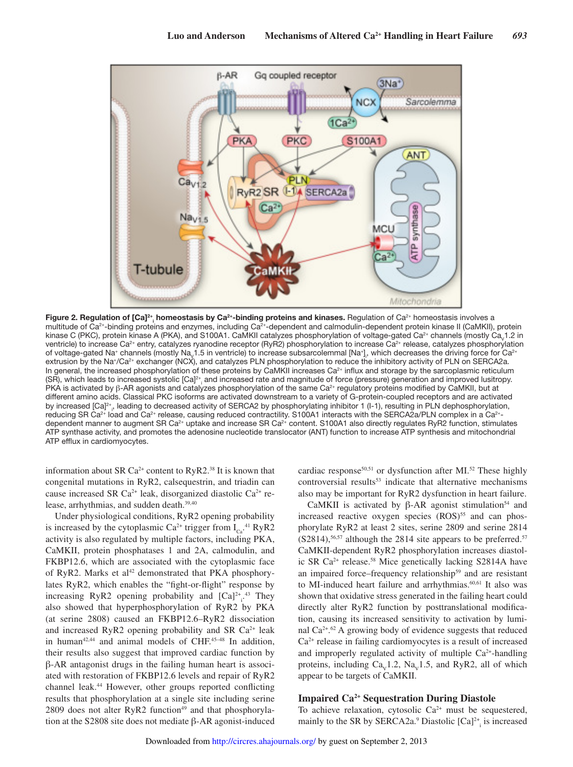**Figure 2. Regulation of $[Ca]^{2+}_i$ homeostasis by $Ca^{2+}$-binding proteins and kinases.** Regulation of $Ca^{2+}$ homeostasis involves a multitude of $Ca^{2+}$-binding proteins and enzymes, including $Ca^{2+}$-dependent and calmodulin-dependent protein kinase II (CaMKII), protein kinase C (PKC), protein kinase A (PKA), and S100A1. CaMKII catalyzes phosphorylation of voltage-gated $Ca^{2+}$ channels (mostly $Ca_V1.2$ in ventricle) to increase $Ca^{2+}$ entry, catalyzes ryanodine receptor (RyR2) phosphorylation to increase $Ca^{2+}$ release, catalyzes phosphorylation of voltage-gated $Na^+$ channels (mostly $Na_V1.5$ in ventricle) to increase subsarcolemmal $[Na^+]_i$, which decreases the driving force for $Ca^{2+}$ extrusion by the $Na^+/Ca^{2+}$ exchanger (NCX), and catalyzes PLN phosphorylation to reduce the inhibitory activity of PLN on SERCA2a. In general, the increased phosphorylation of these proteins by CaMKII increases $Ca^{2+}$ influx and storage by the sarcoplasmic reticulum (SR), which leads to increased systolic $[Ca]^{2+}_i$ and increased rate and magnitude of force (pressure) generation and improved lusitropy. PKA is activated by β-AR agonists and catalyzes phosphorylation of the same $Ca^{2+}$ regulatory proteins modified by CaMKII, but at different amino acids. Classical PKC isoforms are activated downstream to a variety of G-protein-coupled receptors and are activated by increased $[Ca]^{2+}_i$, leading to decreased activity of SERCA2 by phosphorylating inhibitor 1 (I-1), resulting in PLN dephosphorylation, reducing SR $Ca^{2+}$ load and $Ca^{2+}$ release, causing reduced contractility. S100A1 interacts with the SERCA2a/PLN complex in a $Ca^{2+}$-dependent manner to augment SR $Ca^{2+}$ uptake and increase SR $Ca^{2+}$ content. S100A1 also directly regulates RyR2 function, stimulates ATP synthase activity, and promotes the adenosine nucleotide translocator (ANT) function to increase ATP synthesis and mitochondrial ATP efflux in cardiomyocytes.

information about SR $Ca^{2+}$ content to RyR2.[38] It is known that congenital mutations in RyR2, calsequestrin, and triadin can cause increased SR $Ca^{2+}$ leak, disorganized diastolic $Ca^{2+}$ release, arrhythmias, and sudden death.[39,40]

Under physiological conditions, RyR2 opening probability is increased by the cytoplasmic $Ca^{2+}$ trigger from $I_{Ca}$.[41] RyR2 activity is also regulated by multiple factors, including PKA, CaMKII, protein phosphatases 1 and 2A, calmodulin, and FKBP12.6, which are associated with the cytoplasmic face of RyR2. Marks et al[42] demonstrated that PKA phosphorylates RyR2, which enables the "fight-or-flight" response by increasing RyR2 opening probability and $[Ca]^{2+}_i$.[43] They also showed that hyperphosphorylation of RyR2 by PKA (at serine 2808) caused an FKBP12.6–RyR2 dissociation and increased RyR2 opening probability and SR $Ca^{2+}$ leak in human[42,44] and animal models of CHF.[45–48] In addition, their results also suggest that improved cardiac function by β-AR antagonist drugs in the failing human heart is associated with restoration of FKBP12.6 levels and repair of RyR2 channel leak.[44] However, other groups reported conflicting results that phosphorylation at a single site including serine 2809 does not alter RyR2 function[49] and that phosphorylation at the S2808 site does not mediate β-AR agonist-induced cardiac response[50,51] or dysfunction after MI.[52] These highly controversial results[53] indicate that alternative mechanisms also may be important for RyR2 dysfunction in heart failure.

CaMKII is activated by β-AR agonist stimulation[54] and increased reactive oxygen species (ROS)[55] and can phosphorylate RyR2 at least 2 sites, serine 2809 and serine 2814 (S2814),[56,57] although the 2814 site appears to be preferred.[57] CaMKII-dependent RyR2 phosphorylation increases diastolic SR $Ca^{2+}$ release.[58] Mice genetically lacking S2814A have an impaired force–frequency relationship[59] and are resistant to MI-induced heart failure and arrhythmias.[60,61] It also was shown that oxidative stress generated in the failing heart could directly alter RyR2 function by posttranslational modification, causing its increased sensitivity to activation by luminal $Ca^{2+}$.[62] A growing body of evidence suggests that reduced $Ca^{2+}$ release in failing cardiomyocytes is a result of increased and improperly regulated activity of multiple $Ca^{2+}$-handling proteins, including $Ca_V1.2$, $Na_V1.5$, and RyR2, all of which appear to be targets of CaMKII.

## Impaired $Ca^{2+}$ Sequestration During Diastole

To achieve relaxation, cytosolic $Ca^{2+}$ must be sequestered, mainly to the SR by SERCA2a.[9] Diastolic $[Ca]^{2+}_i$ is increased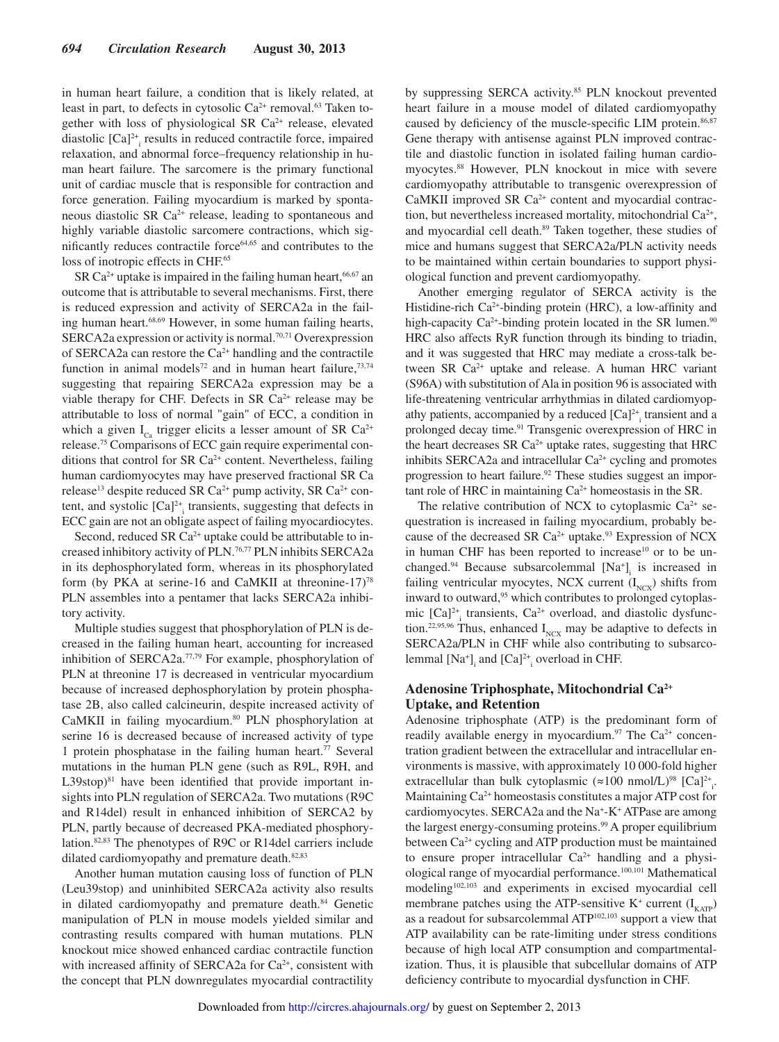in human heart failure, a condition that is likely related, at least in part, to defects in cytosolic $Ca^{2+}$ removal.[63] Taken together with loss of physiological SR $Ca^{2+}$ release, elevated diastolic $[Ca]^{2+}_i$ results in reduced contractile force, impaired relaxation, and abnormal force–frequency relationship in human heart failure. The sarcomere is the primary functional unit of cardiac muscle that is responsible for contraction and force generation. Failing myocardium is marked by spontaneous diastolic SR $Ca^{2+}$ release, leading to spontaneous and highly variable diastolic sarcomere contractions, which significantly reduces contractile force[64,65] and contributes to the loss of inotropic effects in CHF.[65]

SR $Ca^{2+}$ uptake is impaired in the failing human heart,[66,67] an outcome that is attributable to several mechanisms. First, there is reduced expression and activity of SERCA2a in the failing human heart.[68,69] However, in some human failing hearts, SERCA2a expression or activity is normal.[70,71] Overexpression of SERCA2a can restore the $Ca^{2+}$ handling and the contractile function in animal models[72] and in human heart failure,[73,74] suggesting that repairing SERCA2a expression may be a viable therapy for CHF. Defects in SR $Ca^{2+}$ release may be attributable to loss of normal "gain" of ECC, a condition in which a given $I_{Ca}$ trigger elicits a lesser amount of SR $Ca^{2+}$ release.[75] Comparisons of ECC gain require experimental conditions that control for SR $Ca^{2+}$ content. Nevertheless, failing human cardiomyocytes may have preserved fractional SR Ca release[13] despite reduced SR $Ca^{2+}$ pump activity, SR $Ca^{2+}$ content, and systolic $[Ca]^{2+}_i$ transients, suggesting that defects in ECC gain are not an obligate aspect of failing myocardiocytes.

Second, reduced SR $Ca^{2+}$ uptake could be attributable to increased inhibitory activity of PLN.[76,77] PLN inhibits SERCA2a in its dephosphorylated form, whereas in its phosphorylated form (by PKA at serine-16 and CaMKII at threonine-17)[78] PLN assembles into a pentamer that lacks SERCA2a inhibitory activity.

Multiple studies suggest that phosphorylation of PLN is decreased in the failing human heart, accounting for increased inhibition of SERCA2a.[77,79] For example, phosphorylation of PLN at threonine 17 is decreased in ventricular myocardium because of increased dephosphorylation by protein phosphatase 2B, also called calcineurin, despite increased activity of CaMKII in failing myocardium.[80] PLN phosphorylation at serine 16 is decreased because of increased activity of type 1 protein phosphatase in the failing human heart.[77] Several mutations in the human PLN gene (such as R9L, R9H, and L39stop)[81] have been identified that provide important insights into PLN regulation of SERCA2a. Two mutations (R9C and R14del) result in enhanced inhibition of SERCA2 by PLN, partly because of decreased PKA-mediated phosphorylation.[82,83] The phenotypes of R9C or R14del carriers include dilated cardiomyopathy and premature death.[82,83]

Another human mutation causing loss of function of PLN (Leu39stop) and uninhibited SERCA2a activity also results in dilated cardiomyopathy and premature death.[84] Genetic manipulation of PLN in mouse models yielded similar and contrasting results compared with human mutations. PLN knockout mice showed enhanced cardiac contractile function with increased affinity of SERCA2a for $Ca^{2+}$, consistent with the concept that PLN downregulates myocardial contractility by suppressing SERCA activity.[85] PLN knockout prevented heart failure in a mouse model of dilated cardiomyopathy caused by deficiency of the muscle-specific LIM protein.[86,87] Gene therapy with antisense against PLN improved contractile and diastolic function in isolated failing human cardiomyocytes.[88] However, PLN knockout in mice with severe cardiomyopathy attributable to transgenic overexpression of CaMKII improved SR $Ca^{2+}$ content and myocardial contraction, but nevertheless increased mortality, mitochondrial $Ca^{2+}$, and myocardial cell death.[89] Taken together, these studies of mice and humans suggest that SERCA2a/PLN activity needs to be maintained within certain boundaries to support physiological function and prevent cardiomyopathy.

Another emerging regulator of SERCA activity is the Histidine-rich $Ca^{2+}$-binding protein (HRC), a low-affinity and high-capacity $Ca^{2+}$-binding protein located in the SR lumen.[90] HRC also affects RyR function through its binding to triadin, and it was suggested that HRC may mediate a cross-talk between SR $Ca^{2+}$ uptake and release. A human HRC variant (S96A) with substitution of Ala in position 96 is associated with life-threatening ventricular arrhythmias in dilated cardiomyopathy patients, accompanied by a reduced $[Ca]^{2+}_i$ transient and a prolonged decay time.[91] Transgenic overexpression of HRC in the heart decreases SR $Ca^{2+}$ uptake rates, suggesting that HRC inhibits SERCA2a and intracellular $Ca^{2+}$ cycling and promotes progression to heart failure.[92] These studies suggest an important role of HRC in maintaining $Ca^{2+}$ homeostasis in the SR.

The relative contribution of NCX to cytoplasmic $Ca^{2+}$ sequestration is increased in failing myocardium, probably because of the decreased SR $Ca^{2+}$ uptake.[93] Expression of NCX in human CHF has been reported to increase[10] or to be unchanged.[94] Because subsarcolemmal $[Na^+]_i$ is increased in failing ventricular myocytes, NCX current ($I_{NCX}$) shifts from inward to outward,[95] which contributes to prolonged cytoplasmic $[Ca]^{2+}_i$ transients, $Ca^{2+}$ overload, and diastolic dysfunction.[22,95,96] Thus, enhanced $I_{NCX}$ may be adaptive to defects in SERCA2a/PLN in CHF while also contributing to subsarcolemmal $[Na^+]_i$ and $[Ca]^{2+}_i$ overload in CHF.

## Adenosine Triphosphate, Mitochondrial $Ca^{2+}$ Uptake, and Retention

Adenosine triphosphate (ATP) is the predominant form of readily available energy in myocardium.[97] The $Ca^{2+}$ concentration gradient between the extracellular and intracellular environments is massive, with approximately 10 000-fold higher extracellular than bulk cytoplasmic (≈100 nmol/L)[98] $[Ca]^{2+}_i$. Maintaining $Ca^{2+}$ homeostasis constitutes a major ATP cost for cardiomyocytes. SERCA2a and the $Na^+$-$K^+$ ATPase are among the largest energy-consuming proteins.[99] A proper equilibrium between $Ca^{2+}$ cycling and ATP production must be maintained to ensure proper intracellular $Ca^{2+}$ handling and a physiological range of myocardial performance.[100,101] Mathematical modeling[102,103] and experiments in excised myocardial cell membrane patches using the ATP-sensitive $K^+$ current ($I_{KATP}$) as a readout for subsarcolemmal ATP[102,103] support a view that ATP availability can be rate-limiting under stress conditions because of high local ATP consumption and compartmentalization. Thus, it is plausible that subcellular domains of ATP deficiency contribute to myocardial dysfunction in CHF.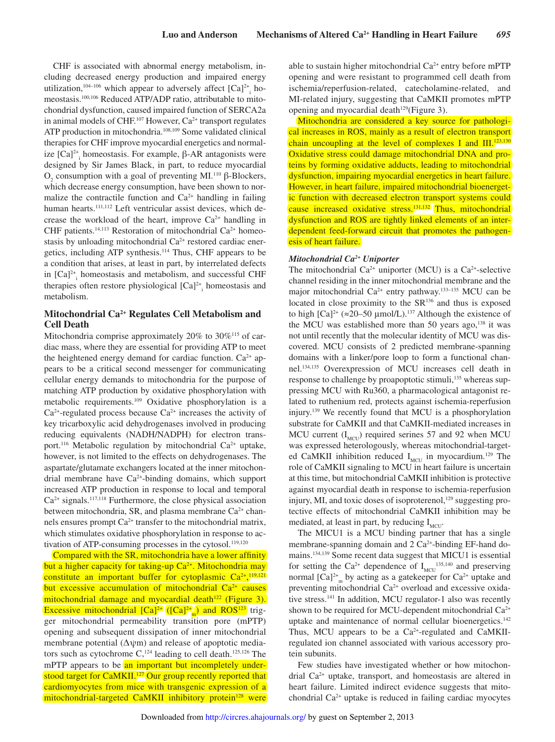CHF is associated with abnormal energy metabolism, including decreased energy production and impaired energy utilization,[104–106] which appear to adversely affect $[Ca]^{2+}_i$ homeostasis.[100,106] Reduced ATP/ADP ratio, attributable to mitochondrial dysfunction, caused impaired function of SERCA2a in animal models of CHF.[107] However, $Ca^{2+}$ transport regulates ATP production in mitochondria.[108,109] Some validated clinical therapies for CHF improve myocardial energetics and normalize $[Ca]^{2+}_i$ homeostasis. For example, β-AR antagonists were designed by Sir James Black, in part, to reduce myocardial $O_2$ consumption with a goal of preventing MI.[110] β-Blockers, which decrease energy consumption, have been shown to normalize the contractile function and $Ca^{2+}$ handling in failing human hearts.[111,112] Left ventricular assist devices, which decrease the workload of the heart, improve $Ca^{2+}$ handling in CHF patients.[14,113] Restoration of mitochondrial $Ca^{2+}$ homeostasis by unloading mitochondrial $Ca^{2+}$ restored cardiac energetics, including ATP synthesis.[114] Thus, CHF appears to be a condition that arises, at least in part, by interrelated defects in $[Ca]^{2+}_i$ homeostasis and metabolism, and successful CHF therapies often restore physiological $[Ca]^{2+}_i$ homeostasis and metabolism.

## Mitochondrial $Ca^{2+}$ Regulates Cell Metabolism and Cell Death

Mitochondria comprise approximately 20% to 30%[115] of cardiac mass, where they are essential for providing ATP to meet the heightened energy demand for cardiac function. $Ca^{2+}$ appears to be a critical second messenger for communicating cellular energy demands to mitochondria for the purpose of matching ATP production by oxidative phosphorylation with metabolic requirements.[109] Oxidative phosphorylation is a $Ca^{2+}$-regulated process because $Ca^{2+}$ increases the activity of key tricarboxylic acid dehydrogenases involved in producing reducing equivalents (NADH/NADPH) for electron transport.[116] Metabolic regulation by mitochondrial $Ca^{2+}$ uptake, however, is not limited to the effects on dehydrogenases. The aspartate/glutamate exchangers located at the inner mitochondrial membrane have $Ca^{2+}$-binding domains, which support increased ATP production in response to local and temporal $Ca^{2+}$ signals.[117,118] Furthermore, the close physical association between mitochondria, SR, and plasma membrane $Ca^{2+}$ channels ensures prompt $Ca^{2+}$ transfer to the mitochondrial matrix, which stimulates oxidative phosphorylation in response to activation of ATP-consuming processes in the cytosol.[119,120]

Compared with the SR, mitochondria have a lower affinity but a higher capacity for taking-up $Ca^{2+}$. Mitochondria may constitute an important buffer for cytoplasmic $Ca^{2+}$,[119,121] but excessive accumulation of mitochondrial $Ca^{2+}$ causes mitochondrial damage and myocardial death[122] (Figure 3). Excessive mitochondrial $[Ca]^{2+}$ ($[Ca]^{2+}_m$) and ROS[123] trigger mitochondrial permeability transition pore (mPTP) opening and subsequent dissipation of inner mitochondrial membrane potential (Δψm) and release of apoptotic mediators such as cytochrome C,[124] leading to cell death.[125,126] The mPTP appears to be an important but incompletely understood target for CaMKII.[127] Our group recently reported that cardiomyocytes from mice with transgenic expression of a mitochondrial-targeted CaMKII inhibitory protein[128] were able to sustain higher mitochondrial $Ca^{2+}$ entry before mPTP opening and were resistant to programmed cell death from ischemia/reperfusion-related, catecholamine-related, and MI-related injury, suggesting that CaMKII promotes mPTP opening and myocardial death[129] (Figure 3).

Mitochondria are considered a key source for pathological increases in ROS, mainly as a result of electron transport chain uncoupling at the level of complexes I and III.[123,130] Oxidative stress could damage mitochondrial DNA and proteins by forming oxidative adducts, leading to mitochondrial dysfunction, impairing myocardial energetics in heart failure. However, in heart failure, impaired mitochondrial bioenergetic function with decreased electron transport systems could cause increased oxidative stress.[131,132] Thus, mitochondrial dysfunction and ROS are tightly linked elements of an interdependent feed-forward circuit that promotes the pathogenesis of heart failure.

### *Mitochondrial $Ca^{2+}$ Uniporter*

The mitochondrial $Ca^{2+}$ uniporter (MCU) is a $Ca^{2+}$-selective channel residing in the inner mitochondrial membrane and the major mitochondrial $Ca^{2+}$ entry pathway.[133–135] MCU can be located in close proximity to the SR[136] and thus is exposed to high $[Ca]^{2+}$ (≈20–50 μmol/L).[137] Although the existence of the MCU was established more than 50 years ago,[138] it was not until recently that the molecular identity of MCU was discovered. MCU consists of 2 predicted membrane-spanning domains with a linker/pore loop to form a functional channel.[134,135] Overexpression of MCU increases cell death in response to challenge by proapoptotic stimuli,[135] whereas suppressing MCU with Ru360, a pharmacological antagonist related to ruthenium red, protects against ischemia-reperfusion injury.[139] We recently found that MCU is a phosphorylation substrate for CaMKII and that CaMKII-mediated increases in MCU current ($I_{MCU}$) required serines 57 and 92 when MCU was expressed heterologously, whereas mitochondrial-targeted CaMKII inhibition reduced $I_{MCU}$ in myocardium.[129] The role of CaMKII signaling to MCU in heart failure is uncertain at this time, but mitochondrial CaMKII inhibition is protective against myocardial death in response to ischemia-reperfusion injury, MI, and toxic doses of isoproterenol,[129] suggesting protective effects of mitochondrial CaMKII inhibition may be mediated, at least in part, by reducing $I_{MCU}$.

The MICU1 is a MCU binding partner that has a single membrane-spanning domain and 2 $Ca^{2+}$-binding EF-hand domains.[134,139] Some recent data suggest that MICU1 is essential for setting the $Ca^{2+}$ dependence of $I_{MCU}$[135,140] and preserving normal $[Ca]^{2+}_m$ by acting as a gatekeeper for $Ca^{2+}$ uptake and preventing mitochondrial $Ca^{2+}$ overload and excessive oxidative stress.[141] In addition, MCU regulator-1 also was recently shown to be required for MCU-dependent mitochondrial $Ca^{2+}$ uptake and maintenance of normal cellular bioenergetics.[142] Thus, MCU appears to be a $Ca^{2+}$-regulated and CaMKII-regulated ion channel associated with various accessory protein subunits.

Few studies have investigated whether or how mitochondrial $Ca^{2+}$ uptake, transport, and homeostasis are altered in heart failure. Limited indirect evidence suggests that mitochondrial $Ca^{2+}$ uptake is reduced in failing cardiac myocytes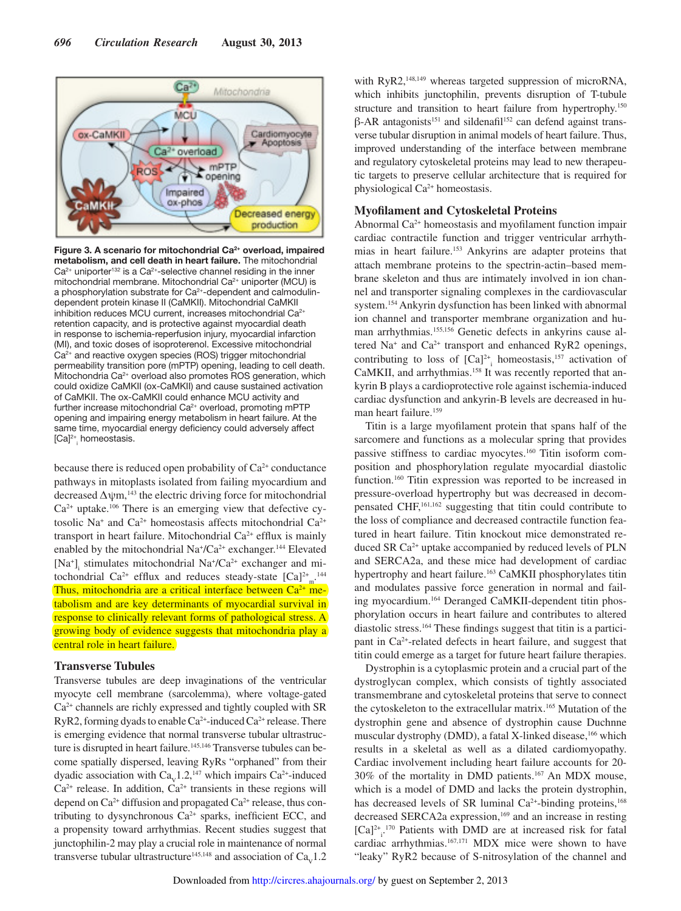**Figure 3. A scenario for mitochondrial $Ca^{2+}$ overload, impaired metabolism, and cell death in heart failure.** The mitochondrial $Ca^{2+}$ uniporter[132] is a $Ca^{2+}$-selective channel residing in the inner mitochondrial membrane. Mitochondrial $Ca^{2+}$ uniporter (MCU) is a phosphorylation substrate for $Ca^{2+}$-dependent and calmodulin-dependent protein kinase II (CaMKII). Mitochondrial CaMKII inhibition reduces MCU current, increases mitochondrial $Ca^{2+}$ retention capacity, and is protective against myocardial death in response to ischemia-reperfusion injury, myocardial infarction (MI), and toxic doses of isoproterenol. Excessive mitochondrial $Ca^{2+}$ and reactive oxygen species (ROS) trigger mitochondrial permeability transition pore (mPTP) opening, leading to cell death. Mitochondria $Ca^{2+}$ overload also promotes ROS generation, which could oxidize CaMKII (ox-CaMKII) and cause sustained activation of CaMKII. The ox-CaMKII could enhance MCU activity and further increase mitochondrial $Ca^{2+}$ overload, promoting mPTP opening and impairing energy metabolism in heart failure. At the same time, myocardial energy deficiency could adversely affect $[Ca]^{2+}_i$ homeostasis.

because there is reduced open probability of $Ca^{2+}$ conductance pathways in mitoplasts isolated from failing myocardium and decreased $\Delta\psi m$,[143] the electric driving force for mitochondrial $Ca^{2+}$ uptake.[106] There is an emerging view that defective cytosolic $Na^+$ and $Ca^{2+}$ homeostasis affects mitochondrial $Ca^{2+}$ transport in heart failure. Mitochondrial $Ca^{2+}$ efflux is mainly enabled by the mitochondrial $Na^+/Ca^{2+}$ exchanger.[144] Elevated $[Na^+]_i$ stimulates mitochondrial $Na^+/Ca^{2+}$ exchanger and mitochondrial $Ca^{2+}$ efflux and reduces steady-state $[Ca]^{2+}_m$.[144] Thus, mitochondria are a critical interface between $Ca^{2+}$ metabolism and are key determinants of myocardial survival in response to clinically relevant forms of pathological stress. A growing body of evidence suggests that mitochondria play a central role in heart failure.

## Transverse Tubules

Transverse tubules are deep invaginations of the ventricular myocyte cell membrane (sarcolemma), where voltage-gated $Ca^{2+}$ channels are richly expressed and tightly coupled with SR RyR2, forming dyads to enable $Ca^{2+}$-induced $Ca^{2+}$ release. There is emerging evidence that normal transverse tubular ultrastructure is disrupted in heart failure.[145,146] Transverse tubules can become spatially dispersed, leaving RyRs "orphaned" from their dyadic association with $Ca_V1.2$,[147] which impairs $Ca^{2+}$-induced $Ca^{2+}$ release. In addition, $Ca^{2+}$ transients in these regions will depend on $Ca^{2+}$ diffusion and propagated $Ca^{2+}$ release, thus contributing to dysynchronous $Ca^{2+}$ sparks, inefficient ECC, and a propensity toward arrhythmias. Recent studies suggest that junctophilin-2 may play a crucial role in maintenance of normal transverse tubular ultrastructure[145,148] and association of $Ca_V1.2$ with RyR2,[148,149] whereas targeted suppression of microRNA, which inhibits junctophilin, prevents disruption of T-tubule structure and transition to heart failure from hypertrophy.[150] β-AR antagonists[151] and sildenafil[152] can defend against transverse tubular disruption in animal models of heart failure. Thus, improved understanding of the interface between membrane and regulatory cytoskeletal proteins may lead to new therapeutic targets to preserve cellular architecture that is required for physiological $Ca^{2+}$ homeostasis.

## Myofilament and Cytoskeletal Proteins

Abnormal $Ca^{2+}$ homeostasis and myofilament function impair cardiac contractile function and trigger ventricular arrhythmias in heart failure.[153] Ankyrins are adapter proteins that attach membrane proteins to the spectrin-actin–based membrane skeleton and thus are intimately involved in ion channel and transporter signaling complexes in the cardiovascular system.[154] Ankyrin dysfunction has been linked with abnormal ion channel and transporter membrane organization and human arrhythmias.[155,156] Genetic defects in ankyrins cause altered $Na^+$ and $Ca^{2+}$ transport and enhanced RyR2 openings, contributing to loss of $[Ca]^{2+}_i$ homeostasis,[157] activation of CaMKII, and arrhythmias.[158] It was recently reported that ankyrin B plays a cardioprotective role against ischemia-induced cardiac dysfunction and ankyrin-B levels are decreased in human heart failure.[159]

Titin is a large myofilament protein that spans half of the sarcomere and functions as a molecular spring that provides passive stiffness to cardiac myocytes.[160] Titin isoform composition and phosphorylation regulate myocardial diastolic function.[160] Titin expression was reported to be increased in pressure-overload hypertrophy but was decreased in decompensated CHF,[161,162] suggesting that titin could contribute to the loss of compliance and decreased contractile function featured in heart failure. Titin knockout mice demonstrated reduced SR $Ca^{2+}$ uptake accompanied by reduced levels of PLN and SERCA2a, and these mice had development of cardiac hypertrophy and heart failure.[163] CaMKII phosphorylates titin and modulates passive force generation in normal and failing myocardium.[164] Deranged CaMKII-dependent titin phosphorylation occurs in heart failure and contributes to altered diastolic stress.[164] These findings suggest that titin is a participant in $Ca^{2+}$-related defects in heart failure, and suggest that titin could emerge as a target for future heart failure therapies.

Dystrophin is a cytoplasmic protein and a crucial part of the dystroglycan complex, which consists of tightly associated transmembrane and cytoskeletal proteins that serve to connect the cytoskeleton to the extracellular matrix.[165] Mutation of the dystrophin gene and absence of dystrophin cause Duchnne muscular dystrophy (DMD), a fatal X-linked disease,[166] which results in a skeletal as well as a dilated cardiomyopathy. Cardiac involvement including heart failure accounts for 20-30% of the mortality in DMD patients.[167] An MDX mouse, which is a model of DMD and lacks the protein dystrophin, has decreased levels of SR luminal $Ca^{2+}$-binding proteins,[168] decreased SERCA2a expression,[169] and an increase in resting $[Ca]^{2+}_i$.[170] Patients with DMD are at increased risk for fatal cardiac arrhythmias.[167,171] MDX mice were shown to have "leaky" RyR2 because of S-nitrosylation of the channel and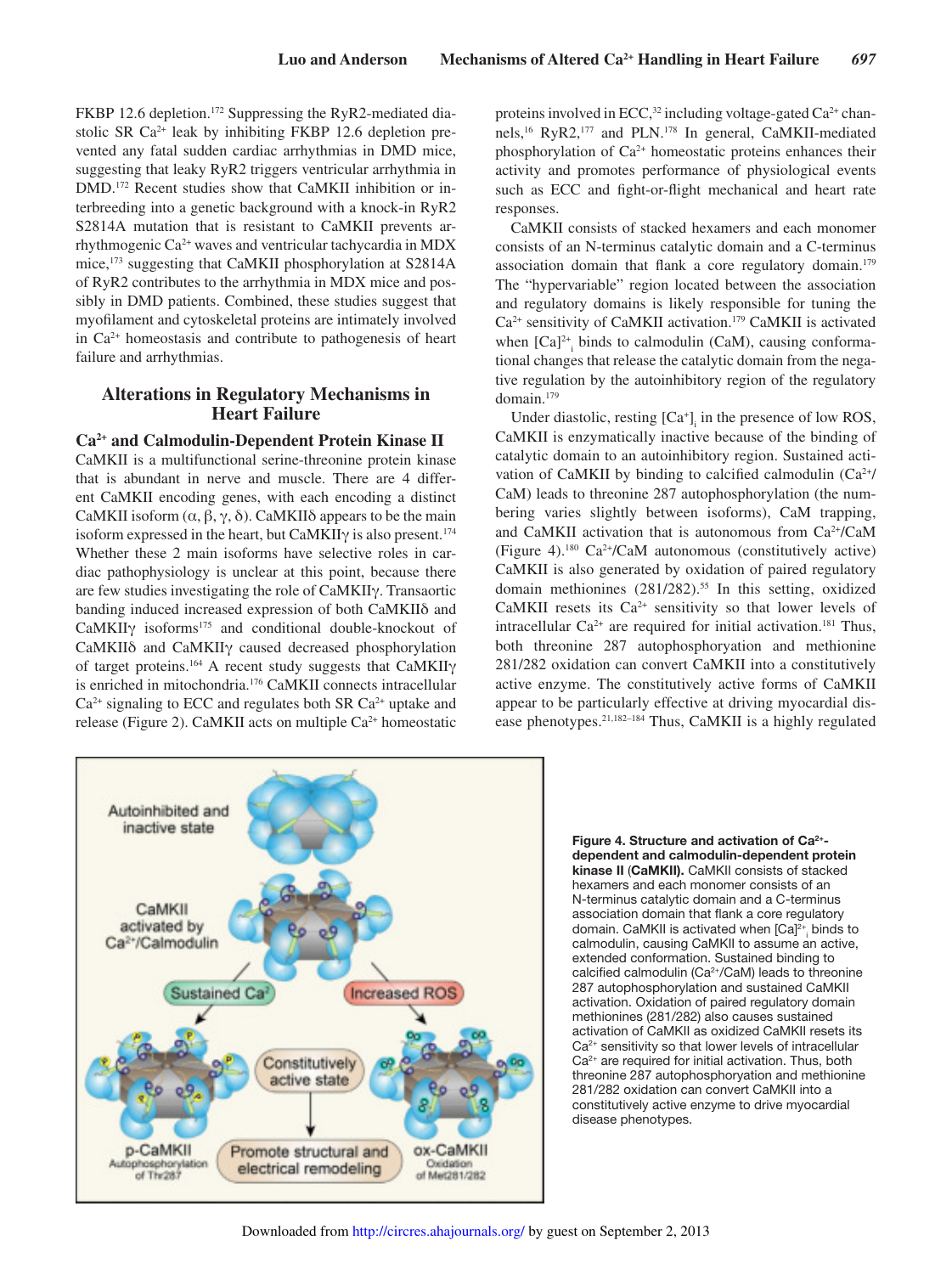FKBP 12.6 depletion.[172] Suppressing the RyR2-mediated diastolic SR $Ca^{2+}$ leak by inhibiting FKBP 12.6 depletion prevented any fatal sudden cardiac arrhythmias in DMD mice, suggesting that leaky RyR2 triggers ventricular arrhythmia in DMD.[172] Recent studies show that CaMKII inhibition or interbreeding into a genetic background with a knock-in RyR2 S2814A mutation that is resistant to CaMKII prevents arrhythmogenic $Ca^{2+}$ waves and ventricular tachycardia in MDX mice,[173] suggesting that CaMKII phosphorylation at S2814A of RyR2 contributes to the arrhythmia in MDX mice and possibly in DMD patients. Combined, these studies suggest that myofilament and cytoskeletal proteins are intimately involved in $Ca^{2+}$ homeostasis and contribute to pathogenesis of heart failure and arrhythmias.

## Alterations in Regulatory Mechanisms in Heart Failure

### $Ca^{2+}$ and Calmodulin-Dependent Protein Kinase II

CaMKII is a multifunctional serine-threonine protein kinase that is abundant in nerve and muscle. There are 4 different CaMKII encoding genes, with each encoding a distinct CaMKII isoform (α, β, γ, δ). CaMKIIδ appears to be the main isoform expressed in the heart, but CaMKIIγ is also present.[174] Whether these 2 main isoforms have selective roles in cardiac pathophysiology is unclear at this point, because there are few studies investigating the role of CaMKIIγ. Transaortic banding induced increased expression of both CaMKIIδ and CaMKIIγ isoforms[175] and conditional double-knockout of CaMKIIδ and CaMKIIγ caused decreased phosphorylation of target proteins.[164] A recent study suggests that CaMKIIγ is enriched in mitochondria.[176] CaMKII connects intracellular $Ca^{2+}$ signaling to ECC and regulates both SR $Ca^{2+}$ uptake and release (Figure 2). CaMKII acts on multiple $Ca^{2+}$ homeostatic proteins involved in ECC,[32] including voltage-gated $Ca^{2+}$ channels,[16] RyR2,[177] and PLN.[178] In general, CaMKII-mediated phosphorylation of $Ca^{2+}$ homeostatic proteins enhances their activity and promotes performance of physiological events such as ECC and fight-or-flight mechanical and heart rate responses.

CaMKII consists of stacked hexamers and each monomer consists of an N-terminus catalytic domain and a C-terminus association domain that flank a core regulatory domain.[179] The "hypervariable" region located between the association and regulatory domains is likely responsible for tuning the $Ca^{2+}$ sensitivity of CaMKII activation.[179] CaMKII is activated when $[Ca]^{2+}_i$ binds to calmodulin (CaM), causing conformational changes that release the catalytic domain from the negative regulation by the autoinhibitory region of the regulatory domain.[179]

Under diastolic, resting $[Ca^+]_i$ in the presence of low ROS, CaMKII is enzymatically inactive because of the binding of catalytic domain to an autoinhibitory region. Sustained activation of CaMKII by binding to calcified calmodulin ($Ca^{2+}$/CaM) leads to threonine 287 autophosphorylation (the numbering varies slightly between isoforms), CaM trapping, and CaMKII activation that is autonomous from $Ca^{2+}$/CaM (Figure 4).[180] $Ca^{2+}$/CaM autonomous (constitutively active) CaMKII is also generated by oxidation of paired regulatory domain methionines (281/282).[55] In this setting, oxidized CaMKII resets its $Ca^{2+}$ sensitivity so that lower levels of intracellular $Ca^{2+}$ are required for initial activation.[181] Thus, both threonine 287 autophosphoryation and methionine 281/282 oxidation can convert CaMKII into a constitutively active enzyme. The constitutively active forms of CaMKII appear to be particularly effective at driving myocardial disease phenotypes.[21,182–184] Thus, CaMKII is a highly regulated

**Figure 4. Structure and activation of $Ca^{2+}$-dependent and calmodulin-dependent protein kinase II (CaMKII).** CaMKII consists of stacked hexamers and each monomer consists of an N-terminus catalytic domain and a C-terminus association domain that flank a core regulatory domain. CaMKII is activated when $[Ca]^{2+}_i$ binds to calmodulin, causing CaMKII to assume an active, extended conformation. Sustained binding to calcified calmodulin ($Ca^{2+}$/CaM) leads to threonine 287 autophosphorylation and sustained CaMKII activation. Oxidation of paired regulatory domain methionines (281/282) also causes sustained activation of CaMKII as oxidized CaMKII resets its $Ca^{2+}$ sensitivity so that lower levels of intracellular $Ca^{2+}$ are required for initial activation. Thus, both threonine 287 autophosphorylation and methionine 281/282 oxidation can convert CaMKII into a constitutively active enzyme to drive myocardial disease phenotypes.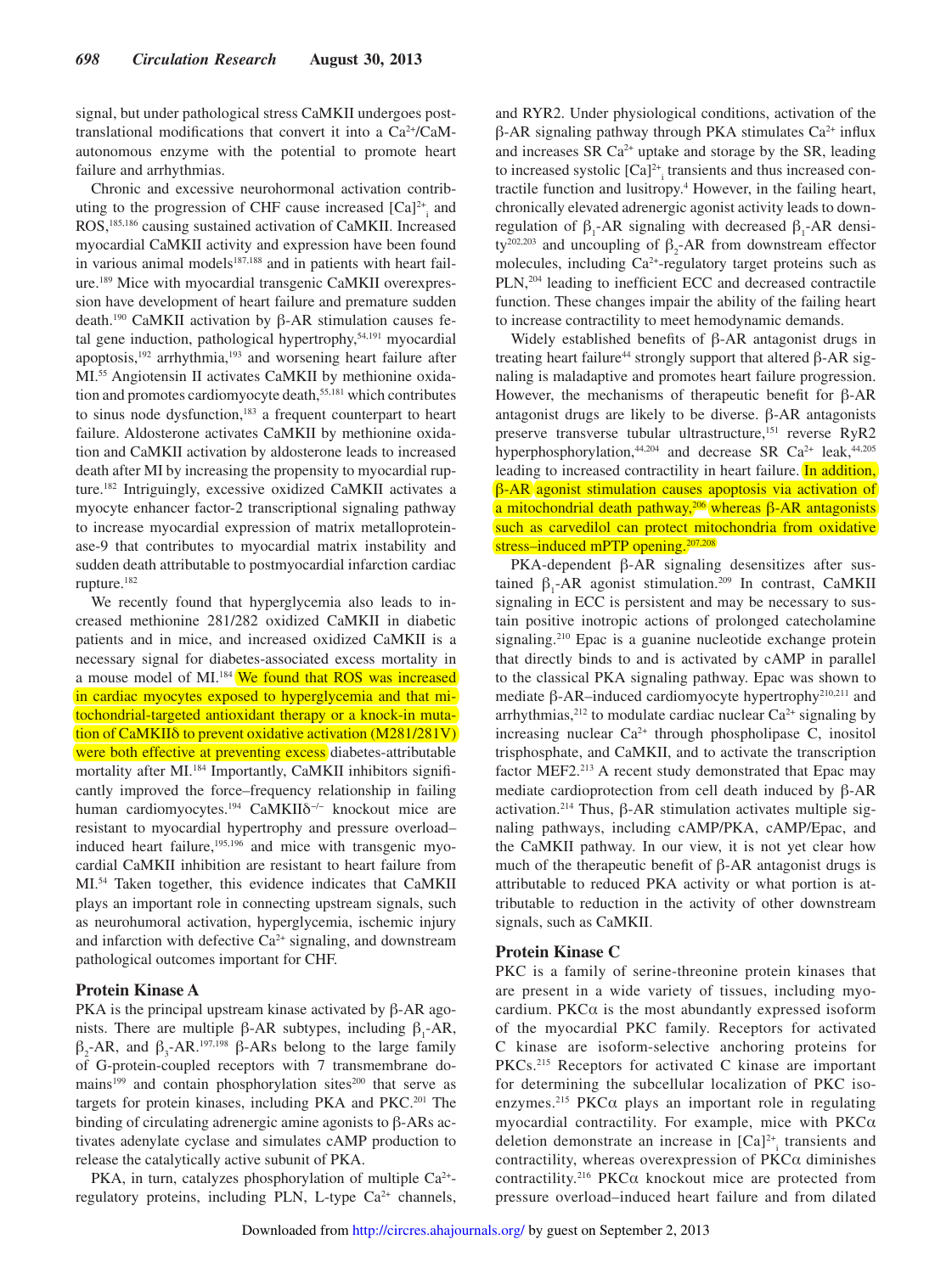signal, but under pathological stress CaMKII undergoes posttranslational modifications that convert it into a $Ca^{2+}$/CaM-autonomous enzyme with the potential to promote heart failure and arrhythmias.

Chronic and excessive neurohormonal activation contributing to the progression of CHF cause increased $[Ca]^{2+}_i$ and ROS,[185,186] causing sustained activation of CaMKII. Increased myocardial CaMKII activity and expression have been found in various animal models[187,188] and in patients with heart failure.[189] Mice with myocardial transgenic CaMKII overexpression have development of heart failure and premature sudden death.[190] CaMKII activation by β-AR stimulation causes fetal gene induction, pathological hypertrophy,[54,191] myocardial apoptosis,[192] arrhythmia,[193] and worsening heart failure after MI.[55] Angiotensin II activates CaMKII by methionine oxidation and promotes cardiomyocyte death,[55,181] which contributes to sinus node dysfunction,[183] a frequent counterpart to heart failure. Aldosterone activates CaMKII by methionine oxidation and CaMKII activation by aldosterone leads to increased death after MI by increasing the propensity to myocardial rupture.[182] Intriguingly, excessive oxidized CaMKII activates a myocyte enhancer factor-2 transcriptional signaling pathway to increase myocardial expression of matrix metalloproteinase-9 that contributes to myocardial matrix instability and sudden death attributable to postmyocardial infarction cardiac rupture.[182]

We recently found that hyperglycemia also leads to increased methionine 281/282 oxidized CaMKII in diabetic patients and in mice, and increased oxidized CaMKII is a necessary signal for diabetes-associated excess mortality in a mouse model of MI.[184] We found that ROS was increased in cardiac myocytes exposed to hyperglycemia and that mitochondrial-targeted antioxidant therapy or a knock-in mutation of CaMKIIδ to prevent oxidative activation (M281/281V) were both effective at preventing excess diabetes-attributable mortality after MI.[184] Importantly, CaMKII inhibitors significantly improved the force–frequency relationship in failing human cardiomyocytes.[194] CaMKIIδ$^{-/-}$ knockout mice are resistant to myocardial hypertrophy and pressure overload–induced heart failure,[195,196] and mice with transgenic myocardial CaMKII inhibition are resistant to heart failure from MI.[54] Taken together, this evidence indicates that CaMKII plays an important role in connecting upstream signals, such as neurohumoral activation, hyperglycemia, ischemic injury and infarction with defective $Ca^{2+}$ signaling, and downstream pathological outcomes important for CHF.

## Protein Kinase A

PKA is the principal upstream kinase activated by β-AR agonists. There are multiple β-AR subtypes, including $\beta_1$-AR, $\beta_2$-AR, and $\beta_3$-AR.[197,198] β-ARs belong to the large family of G-protein-coupled receptors with 7 transmembrane domains[199] and contain phosphorylation sites[200] that serve as targets for protein kinases, including PKA and PKC.[201] The binding of circulating adrenergic amine agonists to β-ARs activates adenylate cyclase and simulates cAMP production to release the catalytically active subunit of PKA.

PKA, in turn, catalyzes phosphorylation of multiple $Ca^{2+}$-regulatory proteins, including PLN, L-type $Ca^{2+}$ channels, and RYR2. Under physiological conditions, activation of the β-AR signaling pathway through PKA stimulates $Ca^{2+}$ influx and increases SR $Ca^{2+}$ uptake and storage by the SR, leading to increased systolic $[Ca]^{2+}_i$ transients and thus increased contractile function and lusitropy.[4] However, in the failing heart, chronically elevated adrenergic agonist activity leads to downregulation of $\beta_1$-AR signaling with decreased $\beta_1$-AR density[202,203] and uncoupling of $\beta_2$-AR from downstream effector molecules, including $Ca^{2+}$-regulatory target proteins such as PLN,[204] leading to inefficient ECC and decreased contractile function. These changes impair the ability of the failing heart to increase contractility to meet hemodynamic demands.

Widely established benefits of β-AR antagonist drugs in treating heart failure[44] strongly support that altered β-AR signaling is maladaptive and promotes heart failure progression. However, the mechanisms of therapeutic benefit for β-AR antagonist drugs are likely to be diverse. β-AR antagonists preserve transverse tubular ultrastructure,[151] reverse RyR2 hyperphosphorylation,[44,204] and decrease SR $Ca^{2+}$ leak,[44,205] leading to increased contractility in heart failure. In addition, β-AR agonist stimulation causes apoptosis via activation of a mitochondrial death pathway,[206] whereas β-AR antagonists such as carvedilol can protect mitochondria from oxidative stress–induced mPTP opening.[207,208]

PKA-dependent β-AR signaling desensitizes after sustained $\beta_1$-AR agonist stimulation.[209] In contrast, CaMKII signaling in ECC is persistent and may be necessary to sustain positive inotropic actions of prolonged catecholamine signaling.[210] Epac is a guanine nucleotide exchange protein that directly binds to and is activated by cAMP in parallel to the classical PKA signaling pathway. Epac was shown to mediate β-AR–induced cardiomyocyte hypertrophy[210,211] and arrhythmias,[212] to modulate cardiac nuclear $Ca^{2+}$ signaling by increasing nuclear $Ca^{2+}$ through phospholipase C, inositol trisphosphate, and CaMKII, and to activate the transcription factor MEF2.[213] A recent study demonstrated that Epac may mediate cardioprotection from cell death induced by β-AR activation.[214] Thus, β-AR stimulation activates multiple signaling pathways, including cAMP/PKA, cAMP/Epac, and the CaMKII pathway. In our view, it is not yet clear how much of the therapeutic benefit of β-AR antagonist drugs is attributable to reduced PKA activity or what portion is attributable to reduction in the activity of other downstream signals, such as CaMKII.

## Protein Kinase C

PKC is a family of serine-threonine protein kinases that are present in a wide variety of tissues, including myocardium. PKCα is the most abundantly expressed isoform of the myocardial PKC family. Receptors for activated C kinase are isoform-selective anchoring proteins for PKCs.[215] Receptors for activated C kinase are important for determining the subcellular localization of PKC isoenzymes.[215] PKCα plays an important role in regulating myocardial contractility. For example, mice with PKCα deletion demonstrate an increase in $[Ca]^{2+}_i$ transients and contractility, whereas overexpression of PKCα diminishes contractility.[216] PKCα knockout mice are protected from pressure overload–induced heart failure and from dilated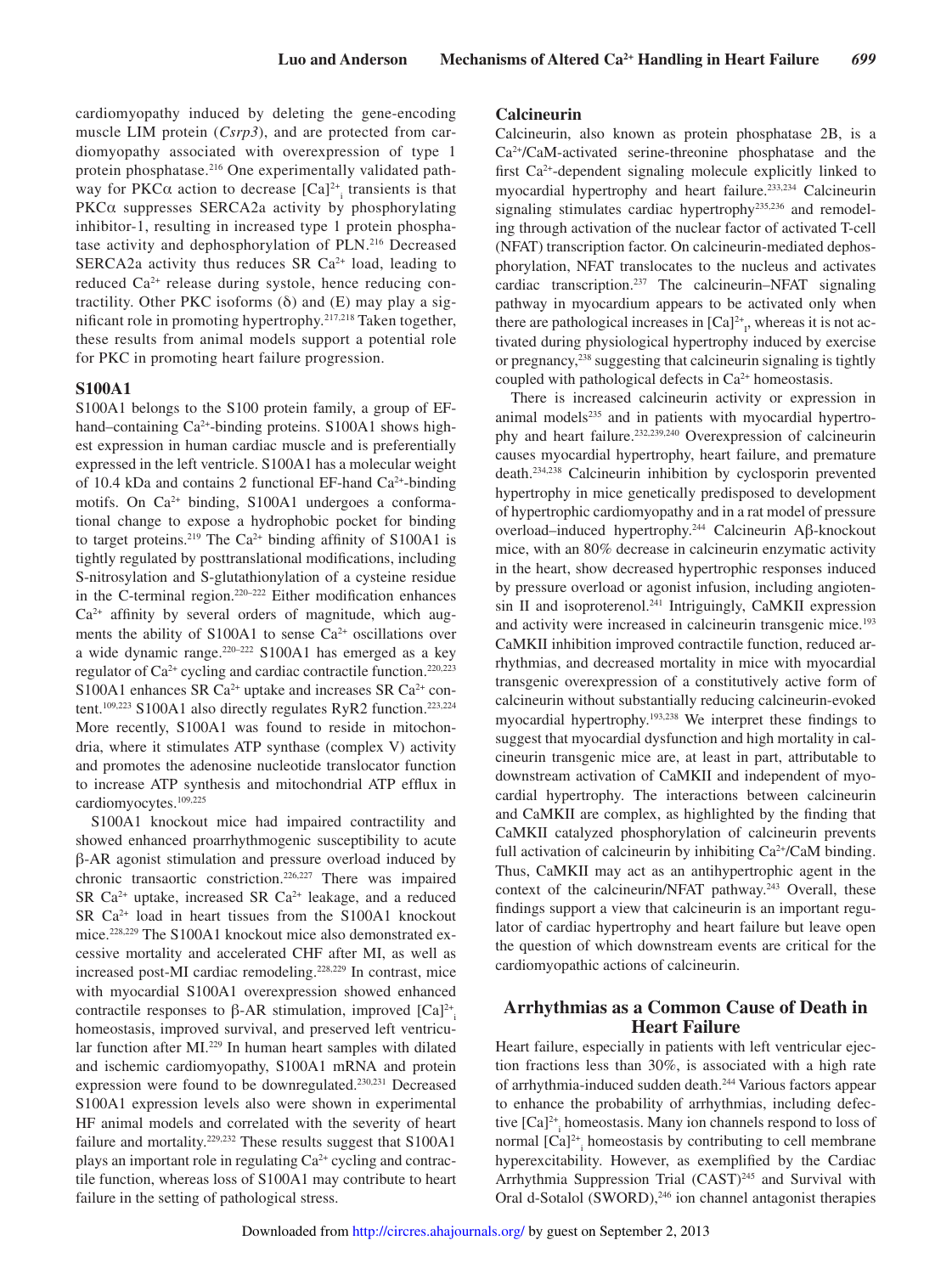cardiomyopathy induced by deleting the gene-encoding muscle LIM protein (*Csrp3*), and are protected from cardiomyopathy associated with overexpression of type 1 protein phosphatase.[216] One experimentally validated pathway for PKCα action to decrease $[Ca]^{2+}_i$ transients is that PKCα suppresses SERCA2a activity by phosphorylating inhibitor-1, resulting in increased type 1 protein phosphatase activity and dephosphorylation of PLN.[216] Decreased SERCA2a activity thus reduces SR $Ca^{2+}$ load, leading to reduced $Ca^{2+}$ release during systole, hence reducing contractility. Other PKC isoforms (δ) and (E) may play a significant role in promoting hypertrophy.[217,218] Taken together, these results from animal models support a potential role for PKC in promoting heart failure progression.

### S100A1

S100A1 belongs to the S100 protein family, a group of EF-hand–containing $Ca^{2+}$-binding proteins. S100A1 shows highest expression in human cardiac muscle and is preferentially expressed in the left ventricle. S100A1 has a molecular weight of 10.4 kDa and contains 2 functional EF-hand $Ca^{2+}$-binding motifs. On $Ca^{2+}$ binding, S100A1 undergoes a conformational change to expose a hydrophobic pocket for binding to target proteins.[219] The $Ca^{2+}$ binding affinity of S100A1 is tightly regulated by posttranslational modifications, including S-nitrosylation and S-glutathionylation of a cysteine residue in the C-terminal region.[220–222] Either modification enhances $Ca^{2+}$ affinity by several orders of magnitude, which augments the ability of S100A1 to sense $Ca^{2+}$ oscillations over a wide dynamic range.[220–222] S100A1 has emerged as a key regulator of $Ca^{2+}$ cycling and cardiac contractile function.[220,223] S100A1 enhances SR $Ca^{2+}$ uptake and increases SR $Ca^{2+}$ content.[109,223] S100A1 also directly regulates RyR2 function.[223,224] More recently, S100A1 was found to reside in mitochondria, where it stimulates ATP synthase (complex V) activity and promotes the adenosine nucleotide translocator function to increase ATP synthesis and mitochondrial ATP efflux in cardiomyocytes.[109,225]

S100A1 knockout mice had impaired contractility and showed enhanced proarrhythmogenic susceptibility to acute β-AR agonist stimulation and pressure overload induced by chronic transaortic constriction.[226,227] There was impaired SR $Ca^{2+}$ uptake, increased SR $Ca^{2+}$ leakage, and a reduced SR $Ca^{2+}$ load in heart tissues from the S100A1 knockout mice.[228,229] The S100A1 knockout mice also demonstrated excessive mortality and accelerated CHF after MI, as well as increased post-MI cardiac remodeling.[228,229] In contrast, mice with myocardial S100A1 overexpression showed enhanced contractile responses to β-AR stimulation, improved $[Ca]^{2+}_i$ homeostasis, improved survival, and preserved left ventricular function after MI.[229] In human heart samples with dilated and ischemic cardiomyopathy, S100A1 mRNA and protein expression were found to be downregulated.[230,231] Decreased S100A1 expression levels also were shown in experimental HF animal models and correlated with the severity of heart failure and mortality.[229,232] These results suggest that S100A1 plays an important role in regulating $Ca^{2+}$ cycling and contractile function, whereas loss of S100A1 may contribute to heart failure in the setting of pathological stress.

### Calcineurin

Calcineurin, also known as protein phosphatase 2B, is a $Ca^{2+}$/CaM-activated serine-threonine phosphatase and the first $Ca^{2+}$-dependent signaling molecule explicitly linked to myocardial hypertrophy and heart failure.[233,234] Calcineurin signaling stimulates cardiac hypertrophy[235,236] and remodeling through activation of the nuclear factor of activated T-cell (NFAT) transcription factor. On calcineurin-mediated dephosphorylation, NFAT translocates to the nucleus and activates cardiac transcription.[237] The calcineurin–NFAT signaling pathway in myocardium appears to be activated only when there are pathological increases in $[Ca]^{2+}_i$, whereas it is not activated during physiological hypertrophy induced by exercise or pregnancy,[238] suggesting that calcineurin signaling is tightly coupled with pathological defects in $Ca^{2+}$ homeostasis.

There is increased calcineurin activity or expression in animal models[235] and in patients with myocardial hypertrophy and heart failure.[232,239,240] Overexpression of calcineurin causes myocardial hypertrophy, heart failure, and premature death.[234,238] Calcineurin inhibition by cyclosporin prevented hypertrophy in mice genetically predisposed to development of hypertrophic cardiomyopathy and in a rat model of pressure overload–induced hypertrophy.[244] Calcineurin Aβ-knockout mice, with an 80% decrease in calcineurin enzymatic activity in the heart, show decreased hypertrophic responses induced by pressure overload or agonist infusion, including angiotensin II and isoproterenol.[241] Intriguingly, CaMKII expression and activity were increased in calcineurin transgenic mice.[193] CaMKII inhibition improved contractile function, reduced arrhythmias, and decreased mortality in mice with myocardial transgenic overexpression of a constitutively active form of calcineurin without substantially reducing calcineurin-evoked myocardial hypertrophy.[193,238] We interpret these findings to suggest that myocardial dysfunction and high mortality in calcineurin transgenic mice are, at least in part, attributable to downstream activation of CaMKII and independent of myocardial hypertrophy. The interactions between calcineurin and CaMKII are complex, as highlighted by the finding that CaMKII catalyzed phosphorylation of calcineurin prevents full activation of calcineurin by inhibiting $Ca^{2+}$/CaM binding. Thus, CaMKII may act as an antihypertrophic agent in the context of the calcineurin/NFAT pathway.[243] Overall, these findings support a view that calcineurin is an important regulator of cardiac hypertrophy and heart failure but leave open the question of which downstream events are critical for the cardiomyopathic actions of calcineurin.

## Arrhythmias as a Common Cause of Death in Heart Failure

Heart failure, especially in patients with left ventricular ejection fractions less than 30%, is associated with a high rate of arrhythmia-induced sudden death.[244] Various factors appear to enhance the probability of arrhythmias, including defective $[Ca]^{2+}_i$ homeostasis. Many ion channels respond to loss of normal $[Ca]^{2+}_i$ homeostasis by contributing to cell membrane hyperexcitability. However, as exemplified by the Cardiac Arrhythmia Suppression Trial (CAST)[245] and Survival with Oral d-Sotalol (SWORD),[246] ion channel antagonist therapies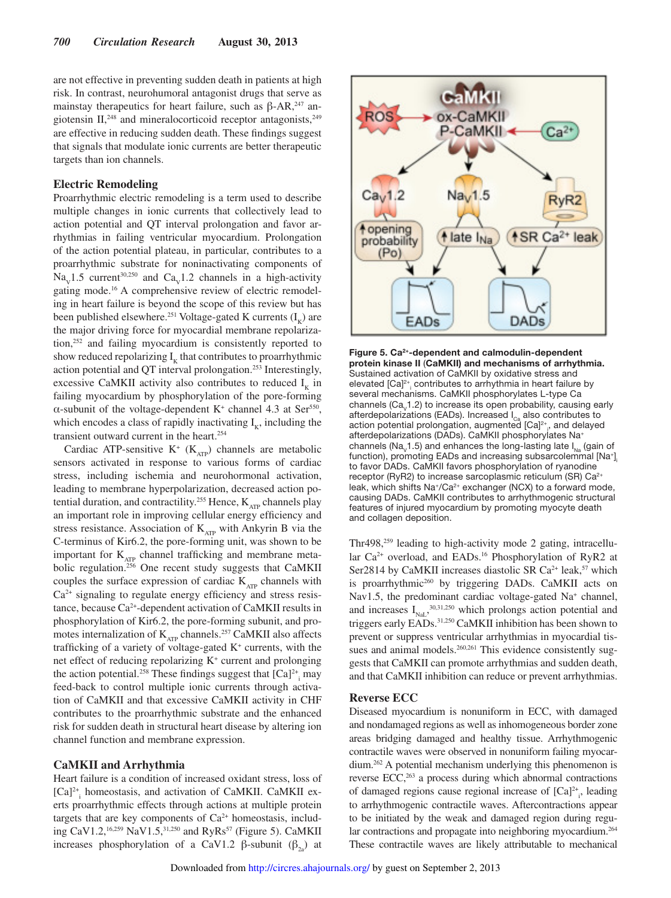are not effective in preventing sudden death in patients at high risk. In contrast, neurohumoral antagonist drugs that serve as mainstay therapeutics for heart failure, such as β-AR,[247] angiotensin II,[248] and mineralocorticoid receptor antagonists,[249] are effective in reducing sudden death. These findings suggest that signals that modulate ionic currents are better therapeutic targets than ion channels.

## Electric Remodeling

Proarrhythmic electric remodeling is a term used to describe multiple changes in ionic currents that collectively lead to action potential and QT interval prolongation and favor arrhythmias in failing ventricular myocardium. Prolongation of the action potential plateau, in particular, contributes to a proarrhythmic substrate for noninactivating components of $Na_V1.5$ current[30,250] and $Ca_V1.2$ channels in a high-activity gating mode.[16] A comprehensive review of electric remodeling in heart failure is beyond the scope of this review but has been published elsewhere.[251] Voltage-gated K currents ($I_K$) are the major driving force for myocardial membrane repolarization,[252] and failing myocardium is consistently reported to show reduced repolarizing $I_K$ that contributes to proarrhythmic action potential and QT interval prolongation.[253] Interestingly, excessive CaMKII activity also contributes to reduced $I_K$ in failing myocardium by phosphorylation of the pore-forming α-subunit of the voltage-dependent $K^+$ channel 4.3 at Ser[550], which encodes a class of rapidly inactivating $I_K$, including the transient outward current in the heart.[254]

Cardiac ATP-sensitive $K^+$ ($K_{ATP}$) channels are metabolic sensors activated in response to various forms of cardiac stress, including ischemia and neurohormonal activation, leading to membrane hyperpolarization, decreased action potential duration, and contractility.[255] Hence, $K_{ATP}$ channels play an important role in improving cellular energy efficiency and stress resistance. Association of $K_{ATP}$ with Ankyrin B via the C-terminus of Kir6.2, the pore-forming unit, was shown to be important for $K_{ATP}$ channel trafficking and membrane metabolic regulation.[256] One recent study suggests that CaMKII couples the surface expression of cardiac $K_{ATP}$ channels with $Ca^{2+}$ signaling to regulate energy efficiency and stress resistance, because $Ca^{2+}$-dependent activation of CaMKII results in phosphorylation of Kir6.2, the pore-forming subunit, and promotes internalization of $K_{ATP}$ channels.[257] CaMKII also affects trafficking of a variety of voltage-gated $K^+$ currents, with the net effect of reducing repolarizing $K^+$ current and prolonging the action potential.[258] These findings suggest that $[Ca]^{2+}_i$ may feed-back to control multiple ionic currents through activation of CaMKII and that excessive CaMKII activity in CHF contributes to the proarrhythmic substrate and the enhanced risk for sudden death in structural heart disease by altering ion channel function and membrane expression.

## CaMKII and Arrhythmia

Heart failure is a condition of increased oxidant stress, loss of $[Ca]^{2+}_i$ homeostasis, and activation of CaMKII. CaMKII exerts proarrhythmic effects through actions at multiple protein targets that are key components of $Ca^{2+}$ homeostasis, including CaV1.2,[16,259] NaV1.5,[31,250] and RyRs[57] (Figure 5). CaMKII increases phosphorylation of a CaV1.2 β-subunit ($\beta_{2a}$) at Thr498,[259] leading to high-activity mode 2 gating, intracellular $Ca^{2+}$ overload, and EADs.[16] Phosphorylation of RyR2 at Ser2814 by CaMKII increases diastolic SR $Ca^{2+}$ leak,[57] which is proarrhythmic[260] by triggering DADs. CaMKII acts on Nav1.5, the predominant cardiac voltage-gated $Na^+$ channel, and increases $I_{NaL}$,[30,31,250] which prolongs action potential and triggers early EADs.[31,250] CaMKII inhibition has been shown to prevent or suppress ventricular arrhythmias in myocardial tissues and animal models.[260,261] This evidence consistently suggests that CaMKII can promote arrhythmias and sudden death, and that CaMKII inhibition can reduce or prevent arrhythmias.

**Figure 5. $Ca^{2+}$-dependent and calmodulin-dependent protein kinase II (CaMKII) and mechanisms of arrhythmia.** Sustained activation of CaMKII by oxidative stress and elevated $[Ca]^{2+}_i$ contributes to arrhythmia in heart failure by several mechanisms. CaMKII phosphorylates L-type Ca channels ($Ca_V1.2$) to increase its open probability, causing early afterdepolarizations (EADs). Increased $I_{Ca}$ also contributes to action potential prolongation, augmented $[Ca]^{2+}_i$, and delayed afterdepolarizations (DADs). CaMKII phosphorylates $Na^+$ channels ($Na_V1.5$) and enhances the long-lasting late $I_{Na}$ (gain of function), promoting EADs and increasing subsarcolemmal $[Na^+]_i$ to favor DADs. CaMKII favors phosphorylation of ryanodine receptor (RyR2) to increase sarcoplasmic reticulum (SR) $Ca^{2+}$ leak, which shifts $Na^+/Ca^{2+}$ exchanger (NCX) to a forward mode, causing DADs. CaMKII contributes to arrhythmogenic structural features of injured myocardium by promoting myocyte death and collagen deposition.

## Reverse ECC

Diseased myocardium is nonuniform in ECC, with damaged and nondamaged regions as well as inhomogeneous border zone areas bridging damaged and healthy tissue. Arrhythmogenic contractile waves were observed in nonuniform failing myocardium.[262] A potential mechanism underlying this phenomenon is reverse ECC,[263] a process during which abnormal contractions of damaged regions cause regional increase of $[Ca]^{2+}_i$, leading to arrhythmogenic contractile waves. Aftercontractions appear to be initiated by the weak and damaged region during regular contractions and propagate into neighboring myocardium.[264] These contractile waves are likely attributable to mechanical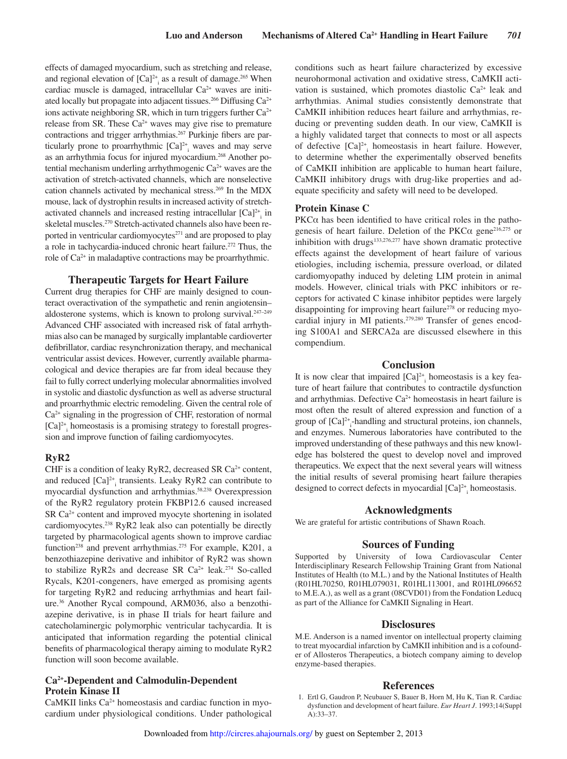effects of damaged myocardium, such as stretching and release, and regional elevation of $[Ca]^{2+}_i$ as a result of damage.[265] When cardiac muscle is damaged, intracellular $Ca^{2+}$ waves are initiated locally but propagate into adjacent tissues.[266] Diffusing $Ca^{2+}$ ions activate neighboring SR, which in turn triggers further $Ca^{2+}$ release from SR. These $Ca^{2+}$ waves may give rise to premature contractions and trigger arrhythmias.[267] Purkinje fibers are particularly prone to proarrhythmic $[Ca]^{2+}_i$ waves and may serve as an arrhythmia focus for injured myocardium.[268] Another potential mechanism underling arrhythmogenic $Ca^{2+}$ waves are the activation of stretch-activated channels, which are nonselective cation channels activated by mechanical stress.[269] In the MDX mouse, lack of dystrophin results in increased activity of stretch-activated channels and increased resting intracellular $[Ca]^{2+}_i$ in skeletal muscles.[270] Stretch-activated channels also have been reported in ventricular cardiomyocytes[271] and are proposed to play a role in tachycardia-induced chronic heart failure.[272] Thus, the role of $Ca^{2+}$ in maladaptive contractions may be proarrhythmic.

## Therapeutic Targets for Heart Failure

Current drug therapies for CHF are mainly designed to counteract overactivation of the sympathetic and renin angiotensin–aldosterone systems, which is known to prolong survival.[247–249] Advanced CHF associated with increased risk of fatal arrhythmias also can be managed by surgically implantable cardioverter defibrillator, cardiac resynchronization therapy, and mechanical ventricular assist devices. However, currently available pharmacological and device therapies are far from ideal because they fail to fully correct underlying molecular abnormalities involved in systolic and diastolic dysfunction as well as adverse structural and proarrhythmic electric remodeling. Given the central role of $Ca^{2+}$ signaling in the progression of CHF, restoration of normal $[Ca]^{2+}_i$ homeostasis is a promising strategy to forestall progression and improve function of failing cardiomyocytes.

### RyR2

CHF is a condition of leaky RyR2, decreased SR $Ca^{2+}$ content, and reduced $[Ca]^{2+}_i$ transients. Leaky RyR2 can contribute to myocardial dysfunction and arrhythmias.[58,238] Overexpression of the RyR2 regulatory protein FKBP12.6 caused increased SR $Ca^{2+}$ content and improved myocyte shortening in isolated cardiomyocytes.[238] RyR2 leak also can potentially be directly targeted by pharmacological agents shown to improve cardiac function[238] and prevent arrhythmias.[275] For example, K201, a benzothiazepine derivative and inhibitor of RyR2 was shown to stabilize RyR2s and decrease SR $Ca^{2+}$ leak.[274] So-called Rycals, K201-congeners, have emerged as promising agents for targeting RyR2 and reducing arrhythmias and heart failure.[36] Another Rycal compound, ARM036, also a benzothiazepine derivative, is in phase II trials for heart failure and catecholaminergic polymorphic ventricular tachycardia. It is anticipated that information regarding the potential clinical benefits of pharmacological therapy aiming to modulate RyR2 function will soon become available.

### $Ca^{2+}$-Dependent and Calmodulin-Dependent Protein Kinase II

CaMKII links $Ca^{2+}$ homeostasis and cardiac function in myocardium under physiological conditions. Under pathological conditions such as heart failure characterized by excessive neurohormonal activation and oxidative stress, CaMKII activation is sustained, which promotes diastolic $Ca^{2+}$ leak and arrhythmias. Animal studies consistently demonstrate that CaMKII inhibition reduces heart failure and arrhythmias, reducing or preventing sudden death. In our view, CaMKII is a highly validated target that connects to most or all aspects of defective $[Ca]^{2+}_i$ homeostasis in heart failure. However, to determine whether the experimentally observed benefits of CaMKII inhibition are applicable to human heart failure, CaMKII inhibitory drugs with drug-like properties and adequate specificity and safety will need to be developed.

### Protein Kinase C

PKCα has been identified to have critical roles in the pathogenesis of heart failure. Deletion of the PKCα gene[216,275] or inhibition with drugs[133,276,277] have shown dramatic protective effects against the development of heart failure of various etiologies, including ischemia, pressure overload, or dilated cardiomyopathy induced by deleting LIM protein in animal models. However, clinical trials with PKC inhibitors or receptors for activated C kinase inhibitor peptides were largely disappointing for improving heart failure[278] or reducing myocardial injury in MI patients.[279,280] Transfer of genes encoding S100A1 and SERCA2a are discussed elsewhere in this compendium.

## Conclusion

It is now clear that impaired $[Ca]^{2+}_i$ homeostasis is a key feature of heart failure that contributes to contractile dysfunction and arrhythmias. Defective $Ca^{2+}$ homeostasis in heart failure is most often the result of altered expression and function of a group of $[Ca]^{2+}_i$-handling and structural proteins, ion channels, and enzymes. Numerous laboratories have contributed to the improved understanding of these pathways and this new knowledge has bolstered the quest to develop novel and improved therapeutics. We expect that the next several years will witness the initial results of several promising heart failure therapies designed to correct defects in myocardial $[Ca]^{2+}_i$ homeostasis.

## Acknowledgments

We are grateful for artistic contributions of Shawn Roach.

## Sources of Funding

Supported by University of Iowa Cardiovascular Center Interdisciplinary Research Fellowship Training Grant from National Institutes of Health (to M.L.) and by the National Institutes of Health (R01HL70250, R01HL079031, R01HL113001, and R01HL096652 to M.E.A.), as well as a grant (08CVD01) from the Fondation Leducq as part of the Alliance for CaMKII Signaling in Heart.

## Disclosures

M.E. Anderson is a named inventor on intellectual property claiming to treat myocardial infarction by CaMKII inhibition and is a cofounder of Allosteros Therapeutics, a biotech company aiming to develop enzyme-based therapies.

## References

1. Ertl G, Gaudron P, Neubauer S, Bauer B, Horn M, Hu K, Tian R. Cardiac dysfunction and development of heart failure. *Eur Heart J*. 1993;14(Suppl A):33–37.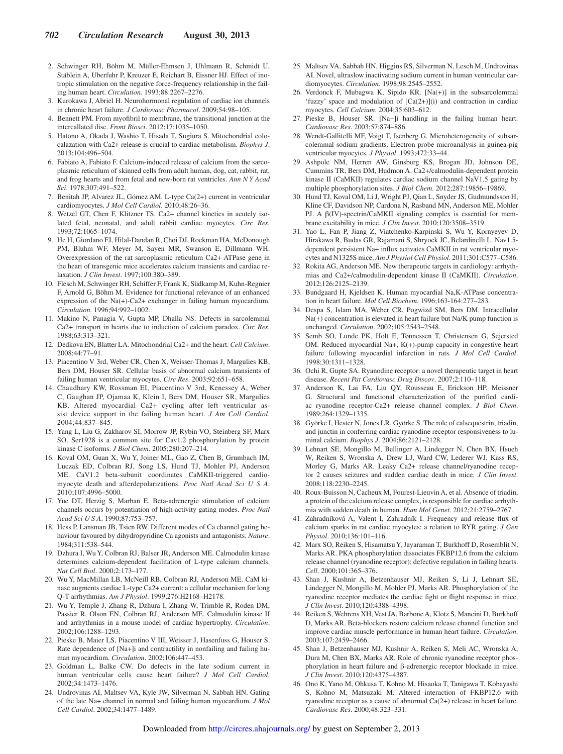2. Schwinger RH, Böhm M, Müller-Ehmsen J, Uhlmann R, Schmidt U, Stäblein A, Uberfuhr P, Kreuzer E, Reichart B, Eissner HJ. Effect of inotropic stimulation on the negative force-frequency relationship in the failing human heart. *Circulation*. 1993;88:2267–2276.
3. Kurokawa J, Abriel H. Neurohormonal regulation of cardiac ion channels in chronic heart failure. *J Cardiovasc Pharmacol*. 2009;54:98–105.
4. Bennett PM. From myofibril to membrane, the transitional junction at the intercalated disc. *Front Biosci*. 2012;17:1035–1050.
5. Hatono A, Okada J, Washio T, Hisada T, Sugiura S. Mitochondrial colocalazation with Ca2+ release is crucial to cardiac metabolism. *Biophys J*. 2013;104:496–504.
6. Fabiato A, Fabiato F. Calcium-induced release of calcium from the sarcoplasmic reticulum of skinned cells from adult human, dog, cat, rabbit, rat, and frog hearts and from fetal and new-born rat ventricles. *Ann N Y Acad Sci*. 1978;307:491–522.
7. Benitah JP, Alvarez JL, Gómez AM. L-type Ca(2+) current in ventricular cardiomyocytes. *J Mol Cell Cardiol*. 2010;48:26–36.
8. Wetzel GT, Chen F, Klitzner TS. Ca2+ channel kinetics in acutely isolated fetal, neonatal, and adult rabbit cardiac myocytes. *Circ Res*. 1993;72:1065–1074.
9. He H, Giordano FJ, Hilal-Dandan R, Choi DJ, Rockman HA, McDonough PM, Bluhm WF, Meyer M, Sayen MR, Swanson E, Dillmann WH. Overexpression of the rat sarcoplasmic reticulum Ca2+ ATPase gene in the heart of transgenic mice accelerates calcium transients and cardiac relaxation. *J Clin Invest*. 1997;100:380–389.
10. Flesch M, Schwinger RH, Schiffer F, Frank K, Südkamp M, Kuhn-Regnier F, Arnold G, Böhm M. Evidence for functional relevance of an enhanced expression of the Na(+)-Ca2+ exchanger in failing human myocardium. *Circulation*. 1996;94:992–1002.
11. Makino N, Panagia V, Gupta MP, Dhalla NS. Defects in sarcolemmal Ca2+ transport in hearts due to induction of calcium paradox. *Circ Res*. 1988;63:313–321.
12. Dedkova EN, Blatter LA. Mitochondrial Ca2+ and the heart. *Cell Calcium*. 2008;44:77–91.
13. Piacentino V 3rd, Weber CR, Chen X, Weisser-Thomas J, Margulies KB, Bers DM, Houser SR. Cellular basis of abnormal calcium transients of failing human ventricular myocytes. *Circ Res*. 2003;92:651–658.
14. Chaudhary KW, Rossman EI, Piacentino V 3rd, Kenessey A, Weber C, Gaughan JP, Ojamaa K, Klein I, Bers DM, Houser SR, Margulies KB. Altered myocardial Ca2+ cycling after left ventricular assist device support in the failing human heart. *J Am Coll Cardiol*. 2004;44:837–845.
15. Yang L, Liu G, Zakharov SI, Morrow JP, Rybin VO, Steinberg SF, Marx SO. Ser1928 is a common site for Cav1.2 phosphorylation by protein kinase C isoforms. *J Biol Chem*. 2005;280:207–214.
16. Koval OM, Guan X, Wu Y, Joiner ML, Gao Z, Chen B, Grumbach IM, Luczak ED, Colbran RJ, Song LS, Hund TJ, Mohler PJ, Anderson ME. CaV1.2 beta-subunit coordinates CaMKII-triggered cardiomyocyte death and afterdepolarizations. *Proc Natl Acad Sci U S A*. 2010;107:4996–5000.
17. Yue DT, Herzig S, Marban E. Beta-adrenergic stimulation of calcium channels occurs by potentiation of high-activity gating modes. *Proc Natl Acad Sci U S A*. 1990;87:753–757.
18. Hess P, Lansman JB, Tsien RW. Different modes of Ca channel gating behaviour favoured by dihydropyridine Ca agonists and antagonists. *Nature*. 1984;311:538–544.
19. Dzhura I, Wu Y, Colbran RJ, Balser JR, Anderson ME. Calmodulin kinase determines calcium-dependent facilitation of L-type calcium channels. *Nat Cell Biol*. 2000;2:173–177.
20. Wu Y, MacMillan LB, McNeill RB, Colbran RJ, Anderson ME. CaM kinase augments cardiac L-type Ca2+ current: a cellular mechanism for long Q-T arrhythmias. *Am J Physiol*. 1999;276:H2168–H2178.
21. Wu Y, Temple J, Zhang R, Dzhura I, Zhang W, Trimble R, Roden DM, Passier R, Olson EN, Colbran RJ, Anderson ME. Calmodulin kinase II and arrhythmias in a mouse model of cardiac hypertrophy. *Circulation*. 2002;106:1288–1293.
22. Pieske B, Maier LS, Piacentino V III, Weisser J, Hasenfuss G, Houser S. Rate dependence of [Na+]i and contractility in nonfailing and failing human myocardium. *Circulation*. 2002;106:447–453.
23. Goldman L, Balke CW. Do defects in the late sodium current in human ventricular cells cause heart failure? *J Mol Cell Cardiol*. 2002;34:1473–1476.
24. Undrovinas AI, Maltsev VA, Kyle JW, Silverman N, Sabbah HN. Gating of the late Na+ channel in normal and failing human myocardium. *J Mol Cell Cardiol*. 2002;34:1477–1489.
25. Maltsev VA, Sabbah HN, Higgins RS, Silverman N, Lesch M, Undrovinas AI. Novel, ultraslow inactivating sodium current in human ventricular cardiomyocytes. *Circulation*. 1998;98:2545–2552.
26. Verdonck F, Mubagwa K, Sipido KR. [Na(+)] in the subsarcolemmal 'fuzzy' space and modulation of [Ca(2+)](i) and contraction in cardiac myocytes. *Cell Calcium*. 2004;35:603–612.
27. Pieske B, Houser SR. [Na+]i handling in the failing human heart. *Cardiovasc Res*. 2003;57:874–886.
28. Wendt-Gallitelli MF, Voigt T, Isenberg G. Microheterogeneity of subsarcolemmal sodium gradients. Electron probe microanalysis in guinea-pig ventricular myocytes. *J Physiol*. 1993;472:33–44.
29. Ashpole NM, Herren AW, Ginsburg KS, Brogan JD, Johnson DE, Cummins TR, Bers DM, Hudmon A. Ca2+/calmodulin-dependent protein kinase II (CaMKII) regulates cardiac sodium channel NaV1.5 gating by multiple phosphorylation sites. *J Biol Chem*. 2012;287:19856–19869.
30. Hund TJ, Koval OM, Li J, Wright PJ, Qian L, Snyder JS, Gudmundsson H, Kline CF, Davidson NP, Cardona N, Rasband MN, Anderson ME, Mohler PJ. A β(IV)-spectrin/CaMKII signaling complex is essential for membrane excitability in mice. *J Clin Invest*. 2010;120:3508–3519.
31. Yao L, Fan P, Jiang Z, Viatchenko-Karpinski S, Wu Y, Kornyeyev D, Hirakawa R, Budas GR, Rajamani S, Shryock JC, Belardinelli L. Nav1.5-dependent persistent Na+ influx activates CaMKII in rat ventricular myocytes and N1325S mice. *Am J Physiol Cell Physiol*. 2011;301:C577–C586.
32. Rokita AG, Anderson ME. New therapeutic targets in cardiology: arrhythmias and Ca2+/calmodulin-dependent kinase II (CaMKII). *Circulation*. 2012;126:2125–2139.
33. Bundgaard H, Kjeldsen K. Human myocardial Na,K-ATPase concentration in heart failure. *Mol Cell Biochem*. 1996;163-164:277–283.
34. Despa S, Islam MA, Weber CR, Pogwizd SM, Bers DM. Intracellular Na(+) concentration is elevated in heart failure but Na/K pump function is unchanged. *Circulation*. 2002;105:2543–2548.
35. Semb SO, Lunde PK, Holt E, Tønnessen T, Christensen G, Sejersted OM. Reduced myocardial Na+, K(+)-pump capacity in congestive heart failure following myocardial infarction in rats. *J Mol Cell Cardiol*. 1998;30:1311–1328.
36. Ochi R, Gupte SA. Ryanodine receptor: a novel therapeutic target in heart disease. *Recent Pat Cardiovasc Drug Discov*. 2007;2:110–118.
37. Anderson K, Lai FA, Liu QY, Rousseau E, Erickson HP, Meissner G. Structural and functional characterization of the purified cardiac ryanodine receptor-Ca2+ release channel complex. *J Biol Chem*. 1989;264:1329–1335.
38. Györke I, Hester N, Jones LR, Györke S. The role of calsequestrin, triadin, and junctin in conferring cardiac ryanodine receptor responsiveness to luminal calcium. *Biophys J*. 2004;86:2121–2128.
39. Lehnart SE, Mongillo M, Bellinger A, Lindegger N, Chen BX, Hsueh W, Reiken S, Wronska A, Drew LJ, Ward CW, Lederer WJ, Kass RS, Morley G, Marks AR. Leaky Ca2+ release channel/ryanodine receptor 2 causes seizures and sudden cardiac death in mice. *J Clin Invest*. 2008;118:2230–2245.
40. Roux-Buisson N, Cacheux M, Fourest-Lieuvin A, et al. Absence of triadin, a protein of the calcium release complex, is responsible for cardiac arrhythmia with sudden death in human. *Hum Mol Genet*. 2012;21:2759–2767.
41. Zahradníková A, Valent I, Zahradník I. Frequency and release flux of calcium sparks in rat cardiac myocytes: a relation to RYR gating. *J Gen Physiol*. 2010;136:101–116.
42. Marx SO, Reiken S, Hisamatsu Y, Jayaraman T, Burkhoff D, Rosemblit N, Marks AR. PKA phosphorylation dissociates FKBP12.6 from the calcium release channel (ryanodine receptor): defective regulation in failing hearts. *Cell*. 2000;101:365–376.
43. Shan J, Kushnir A, Betzenhauser MJ, Reiken S, Li J, Lehnart SE, Lindegger N, Mongillo M, Mohler PJ, Marks AR. Phosphorylation of the ryanodine receptor mediates the cardiac fight or flight response in mice. *J Clin Invest*. 2010;120:4388–4398.
44. Reiken S, Wehrens XH, Vest JA, Barbone A, Klotz S, Mancini D, Burkhoff D, Marks AR. Beta-blockers restore calcium release channel function and improve cardiac muscle performance in human heart failure. *Circulation*. 2003;107:2459–2466.
45. Shan J, Betzenhauser MJ, Kushnir A, Reiken S, Meli AC, Wronska A, Dura M, Chen BX, Marks AR. Role of chronic ryanodine receptor phosphorylation in heart failure and β-adrenergic receptor blockade in mice. *J Clin Invest*. 2010;120:4375–4387.
46. Ono K, Yano M, Ohkusa T, Kohno M, Hisaoka T, Tanigawa T, Kobayashi S, Kohno M, Matsuzaki M. Altered interaction of FKBP12.6 with ryanodine receptor as a cause of abnormal Ca(2+) release in heart failure. *Cardiovasc Res*. 2000;48:323–331.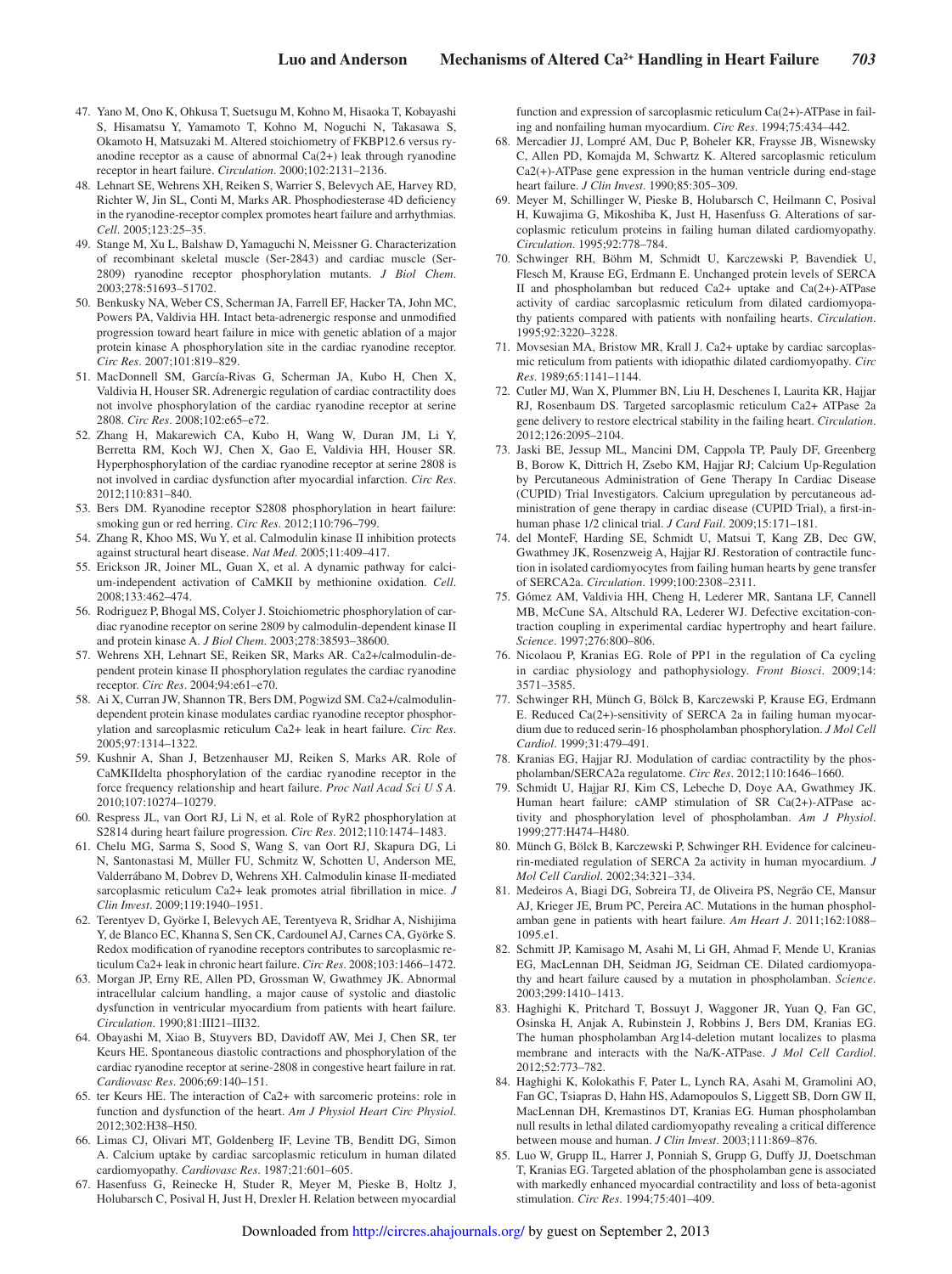47. Yano M, Ono K, Ohkusa T, Suetsugu M, Kohno M, Hisaoka T, Kobayashi S, Hisamatsu Y, Yamamoto T, Kohno M, Noguchi N, Takasawa S, Okamoto H, Matsuzaki M. Altered stoichiometry of FKBP12.6 versus ryanodine receptor as a cause of abnormal Ca(2+) leak through ryanodine receptor in heart failure. *Circulation*. 2000;102:2131–2136.
48. Lehnart SE, Wehrens XH, Reiken S, Warrier S, Belevych AE, Harvey RD, Richter W, Jin SL, Conti M, Marks AR. Phosphodiesterase 4D deficiency in the ryanodine-receptor complex promotes heart failure and arrhythmias. *Cell*. 2005;123:25–35.
49. Stange M, Xu L, Balshaw D, Yamaguchi N, Meissner G. Characterization of recombinant skeletal muscle (Ser-2843) and cardiac muscle (Ser-2809) ryanodine receptor phosphorylation mutants. *J Biol Chem*. 2003;278:51693–51702.
50. Benkusky NA, Weber CS, Scherman JA, Farrell EF, Hacker TA, John MC, Powers PA, Valdivia HH. Intact beta-adrenergic response and unmodified progression toward heart failure in mice with genetic ablation of a major protein kinase A phosphorylation site in the cardiac ryanodine receptor. *Circ Res*. 2007;101:819–829.
51. MacDonnell SM, García-Rivas G, Scherman JA, Kubo H, Chen X, Valdivia H, Houser SR. Adrenergic regulation of cardiac contractility does not involve phosphorylation of the cardiac ryanodine receptor at serine 2808. *Circ Res*. 2008;102:e65–e72.
52. Zhang H, Makarewich CA, Kubo H, Wang W, Duran JM, Li Y, Berretta RM, Koch WJ, Chen X, Gao E, Valdivia HH, Houser SR. Hyperphosphorylation of the cardiac ryanodine receptor at serine 2808 is not involved in cardiac dysfunction after myocardial infarction. *Circ Res*. 2012;110:831–840.
53. Bers DM. Ryanodine receptor S2808 phosphorylation in heart failure: smoking gun or red herring. *Circ Res*. 2012;110:796–799.
54. Zhang R, Khoo MS, Wu Y, et al. Calmodulin kinase II inhibition protects against structural heart disease. *Nat Med*. 2005;11:409–417.
55. Erickson JR, Joiner ML, Guan X, et al. A dynamic pathway for calcium-independent activation of CaMKII by methionine oxidation. *Cell*. 2008;133:462–474.
56. Rodriguez P, Bhogal MS, Colyer J. Stoichiometric phosphorylation of cardiac ryanodine receptor on serine 2809 by calmodulin-dependent kinase II and protein kinase A. *J Biol Chem*. 2003;278:38593–38600.
57. Wehrens XH, Lehnart SE, Reiken SR, Marks AR. Ca2+/calmodulin-dependent protein kinase II phosphorylation regulates the cardiac ryanodine receptor. *Circ Res*. 2004;94:e61–e70.
58. Ai X, Curran JW, Shannon TR, Bers DM, Pogwizd SM. Ca2+/calmodulin-dependent protein kinase modulates cardiac ryanodine receptor phosphorylation and sarcoplasmic reticulum Ca2+ leak in heart failure. *Circ Res*. 2005;97:1314–1322.
59. Kushnir A, Shan J, Betzenhauser MJ, Reiken S, Marks AR. Role of CaMKIIdelta phosphorylation of the cardiac ryanodine receptor in the force frequency relationship and heart failure. *Proc Natl Acad Sci U S A*. 2010;107:10274–10279.
60. Respress JL, van Oort RJ, Li N, et al. Role of RyR2 phosphorylation at S2814 during heart failure progression. *Circ Res*. 2012;110:1474–1483.
61. Chelu MG, Sarma S, Sood S, Wang S, van Oort RJ, Skapura DG, Li N, Santonastasi M, Müller FU, Schmitz W, Schotten U, Anderson ME, Valderrábano M, Dobrev D, Wehrens XH. Calmodulin kinase II-mediated sarcoplasmic reticulum Ca2+ leak promotes atrial fibrillation in mice. *J Clin Invest*. 2009;119:1940–1951.
62. Terentyev D, Györke I, Belevych AE, Terentyeva R, Sridhar A, Nishijima Y, de Blanco EC, Khanna S, Sen CK, Cardounel AJ, Carnes CA, Györke S. Redox modification of ryanodine receptors contributes to sarcoplasmic reticulum Ca2+ leak in chronic heart failure. *Circ Res*. 2008;103:1466–1472.
63. Morgan JP, Erny RE, Allen PD, Grossman W, Gwathmey JK. Abnormal intracellular calcium handling, a major cause of systolic and diastolic dysfunction in ventricular myocardium from patients with heart failure. *Circulation*. 1990;81:III21–III32.
64. Obayashi M, Xiao B, Stuyvers BD, Davidoff AW, Mei J, Chen SR, ter Keurs HE. Spontaneous diastolic contractions and phosphorylation of the cardiac ryanodine receptor at serine-2808 in congestive heart failure in rat. *Cardiovasc Res*. 2006;69:140–151.
65. ter Keurs HE. The interaction of Ca2+ with sarcomeric proteins: role in function and dysfunction of the heart. *Am J Physiol Heart Circ Physiol*. 2012;302:H38–H50.
66. Limas CJ, Olivari MT, Goldenberg IF, Levine TB, Benditt DG, Simon A. Calcium uptake by cardiac sarcoplasmic reticulum in human dilated cardiomyopathy. *Cardiovasc Res*. 1987;21:601–605.
67. Hasenfuss G, Reinecke H, Studer R, Meyer M, Pieske B, Holtz J, Holubarsch C, Posival H, Just H, Drexler H. Relation between myocardial function and expression of sarcoplasmic reticulum Ca(2+)-ATPase in failing and nonfailing human myocardium. *Circ Res*. 1994;75:434–442.
68. Mercadier JJ, Lompré AM, Duc P, Boheler KR, Fraysse JB, Wisnewsky C, Allen PD, Komajda M, Schwartz K. Altered sarcoplasmic reticulum Ca2(+)-ATPase gene expression in the human ventricle during end-stage heart failure. *J Clin Invest*. 1990;85:305–309.
69. Meyer M, Schillinger W, Pieske B, Holubarsch C, Heilmann C, Posival H, Kuwajima G, Mikoshiba K, Just H, Hasenfuss G. Alterations of sarcoplasmic reticulum proteins in failing human dilated cardiomyopathy. *Circulation*. 1995;92:778–784.
70. Schwinger RH, Böhm M, Schmidt U, Karczewski P, Bavendiek U, Flesch M, Krause EG, Erdmann E. Unchanged protein levels of SERCA II and phospholamban but reduced Ca2+ uptake and Ca(2+)-ATPase activity of cardiac sarcoplasmic reticulum from dilated cardiomyopathy patients compared with patients with nonfailing hearts. *Circulation*. 1995;92:3220–3228.
71. Movsesian MA, Bristow MR, Krall J. Ca2+ uptake by cardiac sarcoplasmic reticulum from patients with idiopathic dilated cardiomyopathy. *Circ Res*. 1989;65:1141–1144.
72. Cutler MJ, Wan X, Plummer BN, Liu H, Deschenes I, Laurita KR, Hajjar RJ, Rosenbaum DS. Targeted sarcoplasmic reticulum Ca2+ ATPase 2a gene delivery to restore electrical stability in the failing heart. *Circulation*. 2012;126:2095–2104.
73. Jaski BE, Jessup ML, Mancini DM, Cappola TP, Pauly DF, Greenberg B, Borow K, Dittrich H, Zsebo KM, Hajjar RJ; Calcium Up-Regulation by Percutaneous Administration of Gene Therapy In Cardiac Disease (CUPID) Trial Investigators. Calcium upregulation by percutaneous administration of gene therapy in cardiac disease (CUPID Trial), a first-in-human phase 1/2 clinical trial. *J Card Fail*. 2009;15:171–181.
74. del MonteF, Harding SE, Schmidt U, Matsui T, Kang ZB, Dec GW, Gwathmey JK, Rosenzweig A, Hajjar RJ. Restoration of contractile function in isolated cardiomyocytes from failing human hearts by gene transfer of SERCA2a. *Circulation*. 1999;100:2308–2311.
75. Gómez AM, Valdivia HH, Cheng H, Lederer MR, Santana LF, Cannell MB, McCune SA, Altschuld RA, Lederer WJ. Defective excitation-contraction coupling in experimental cardiac hypertrophy and heart failure. *Science*. 1997;276:800–806.
76. Nicolaou P, Kranias EG. Role of PP1 in the regulation of Ca cycling in cardiac physiology and pathophysiology. *Front Biosci*. 2009;14: 3571–3585.
77. Schwinger RH, Münch G, Bölck B, Karczewski P, Krause EG, Erdmann E. Reduced Ca(2+)-sensitivity of SERCA 2a in failing human myocardium due to reduced serin-16 phospholamban phosphorylation. *J Mol Cell Cardiol*. 1999;31:479–491.
78. Kranias EG, Hajjar RJ. Modulation of cardiac contractility by the phospholamban/SERCA2a regulatome. *Circ Res*. 2012;110:1646–1660.
79. Schmidt U, Hajjar RJ, Kim CS, Lebeche D, Doye AA, Gwathmey JK. Human heart failure: cAMP stimulation of SR Ca(2+)-ATPase activity and phosphorylation level of phospholamban. *Am J Physiol*. 1999;277:H474–H480.
80. Münch G, Bölck B, Karczewski P, Schwinger RH. Evidence for calcineurin-mediated regulation of SERCA 2a activity in human myocardium. *J Mol Cell Cardiol*. 2002;34:321–334.
81. Medeiros A, Biagi DG, Sobreira TJ, de Oliveira PS, Negrão CE, Mansur AJ, Krieger JE, Brum PC, Pereira AC. Mutations in the human phospholamban gene in patients with heart failure. *Am Heart J*. 2011;162:1088–1095.e1.
82. Schmitt JP, Kamisago M, Asahi M, Li GH, Ahmad F, Mende U, Kranias EG, MacLennan DH, Seidman JG, Seidman CE. Dilated cardiomyopathy and heart failure caused by a mutation in phospholamban. *Science*. 2003;299:1410–1413.
83. Haghighi K, Pritchard T, Bossuyt J, Waggoner JR, Yuan Q, Fan GC, Osinska H, Anjak A, Rubinstein J, Robbins J, Bers DM, Kranias EG. The human phospholamban Arg14-deletion mutant localizes to plasma membrane and interacts with the Na/K-ATPase. *J Mol Cell Cardiol*. 2012;52:773–782.
84. Haghighi K, Kolokathis F, Pater L, Lynch RA, Asahi M, Gramolini AO, Fan GC, Tsiapras D, Hahn HS, Adamopoulos S, Liggett SB, Dorn GW II, MacLennan DH, Kremastinos DT, Kranias EG. Human phospholamban null results in lethal dilated cardiomyopathy revealing a critical difference between mouse and human. *J Clin Invest*. 2003;111:869–876.
85. Luo W, Grupp IL, Harrer J, Ponniah S, Grupp G, Duffy JJ, Doetschman T, Kranias EG. Targeted ablation of the phospholamban gene is associated with markedly enhanced myocardial contractility and loss of beta-agonist stimulation. *Circ Res*. 1994;75:401–409.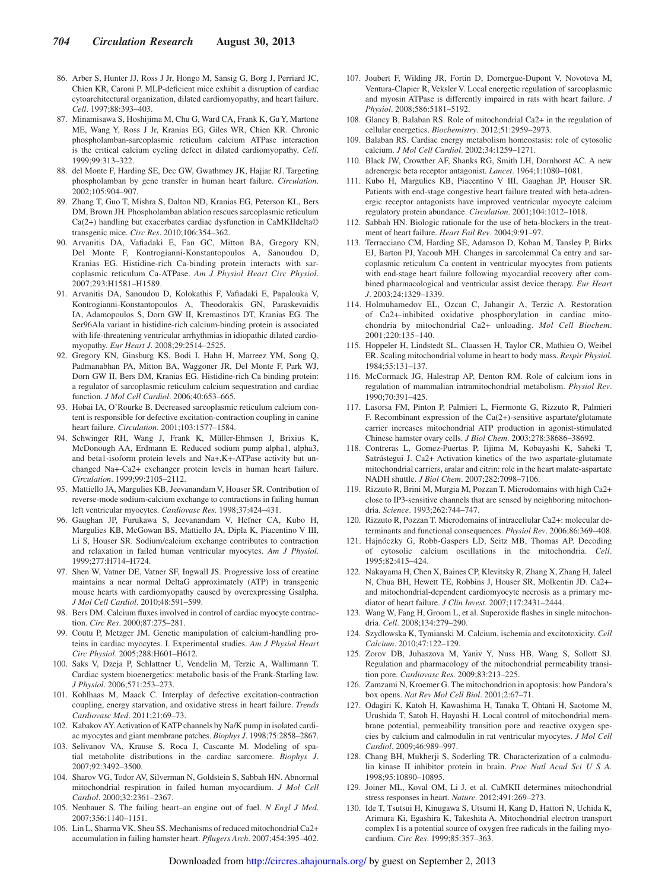86. Arber S, Hunter JJ, Ross J Jr, Hongo M, Sansig G, Borg J, Perriard JC, Chien KR, Caroni P. MLP-deficient mice exhibit a disruption of cardiac cytoarchitectural organization, dilated cardiomyopathy, and heart failure. *Cell*. 1997;88:393–403.
87. Minamisawa S, Hoshijima M, Chu G, Ward CA, Frank K, Gu Y, Martone ME, Wang Y, Ross J Jr, Kranias EG, Giles WR, Chien KR. Chronic phospholamban-sarcoplasmic reticulum calcium ATPase interaction is the critical calcium cycling defect in dilated cardiomyopathy. *Cell*. 1999;99:313–322.
88. del Monte F, Harding SE, Dec GW, Gwathmey JK, Hajjar RJ. Targeting phospholamban by gene transfer in human heart failure. *Circulation*. 2002;105:904–907.
89. Zhang T, Guo T, Mishra S, Dalton ND, Kranias EG, Peterson KL, Bers DM, Brown JH. Phospholamban ablation rescues sarcoplasmic reticulum Ca(2+) handling but exacerbates cardiac dysfunction in CaMKIIdelta© transgenic mice. *Circ Res*. 2010;106:354–362.
90. Arvanitis DA, Vafiadaki E, Fan GC, Mitton BA, Gregory KN, Del Monte F, Kontrogianni-Konstantopoulos A, Sanoudou D, Kranias EG. Histidine-rich Ca-binding protein interacts with sarcoplasmic reticulum Ca-ATPase. *Am J Physiol Heart Circ Physiol*. 2007;293:H1581–H1589.
91. Arvanitis DA, Sanoudou D, Kolokathis F, Vafiadaki E, Papalouka V, Kontrogianni-Konstantopoulos A, Theodorakis GN, Paraskevaidis IA, Adamopoulos S, Dorn GW II, Kremastinos DT, Kranias EG. The Ser96Ala variant in histidine-rich calcium-binding protein is associated with life-threatening ventricular arrhythmias in idiopathic dilated cardiomyopathy. *Eur Heart J*. 2008;29:2514–2525.
92. Gregory KN, Ginsburg KS, Bodi I, Hahn H, Marreez YM, Song Q, Padmanabhan PA, Mitton BA, Waggoner JR, Del Monte F, Park WJ, Dorn GW II, Bers DM, Kranias EG. Histidine-rich Ca binding protein: a regulator of sarcoplasmic reticulum calcium sequestration and cardiac function. *J Mol Cell Cardiol*. 2006;40:653–665.
93. Hobai IA, O'Rourke B. Decreased sarcoplasmic reticulum calcium content is responsible for defective excitation-contraction coupling in canine heart failure. *Circulation*. 2001;103:1577–1584.
94. Schwinger RH, Wang J, Frank K, Müller-Ehmsen J, Brixius K, McDonough AA, Erdmann E. Reduced sodium pump alpha1, alpha3, and beta1-isoform protein levels and Na+,K+-ATPase activity but unchanged Na+-Ca2+ exchanger protein levels in human heart failure. *Circulation*. 1999;99:2105–2112.
95. Mattiello JA, Margulies KB, Jeevanandam V, Houser SR. Contribution of reverse-mode sodium-calcium exchange to contractions in failing human left ventricular myocytes. *Cardiovasc Res*. 1998;37:424–431.
96. Gaughan JP, Furukawa S, Jeevanandam V, Hefner CA, Kubo H, Margulies KB, McGowan BS, Mattiello JA, Dipla K, Piacentino V III, Li S, Houser SR. Sodium/calcium exchange contributes to contraction and relaxation in failed human ventricular myocytes. *Am J Physiol*. 1999;277:H714–H724.
97. Shen W, Vatner DE, Vatner SF, Ingwall JS. Progressive loss of creatine maintains a near normal DeltaG approximately (ATP) in transgenic mouse hearts with cardiomyopathy caused by overexpressing Gsalpha. *J Mol Cell Cardiol*. 2010;48:591–599.
98. Bers DM. Calcium fluxes involved in control of cardiac myocyte contraction. *Circ Res*. 2000;87:275–281.
99. Coutu P, Metzger JM. Genetic manipulation of calcium-handling proteins in cardiac myocytes. I. Experimental studies. *Am J Physiol Heart Circ Physiol*. 2005;288:H601–H612.
100. Saks V, Dzeja P, Schlattner U, Vendelin M, Terzic A, Wallimann T. Cardiac system bioenergetics: metabolic basis of the Frank-Starling law. *J Physiol*. 2006;571:253–273.
101. Kohlhaas M, Maack C. Interplay of defective excitation-contraction coupling, energy starvation, and oxidative stress in heart failure. *Trends Cardiovasc Med*. 2011;21:69–73.
102. Kabakov AY. Activation of KATP channels by Na/K pump in isolated cardiac myocytes and giant membrane patches. *Biophys J*. 1998;75:2858–2867.
103. Selivanov VA, Krause S, Roca J, Cascante M. Modeling of spatial metabolite distributions in the cardiac sarcomere. *Biophys J*. 2007;92:3492–3500.
104. Sharov VG, Todor AV, Silverman N, Goldstein S, Sabbah HN. Abnormal mitochondrial respiration in failed human myocardium. *J Mol Cell Cardiol*. 2000;32:2361–2367.
105. Neubauer S. The failing heart–an engine out of fuel. *N Engl J Med*. 2007;356:1140–1151.
106. Lin L, Sharma VK, Sheu SS. Mechanisms of reduced mitochondrial Ca2+ accumulation in failing hamster heart. *Pflugers Arch*. 2007;454:395–402.
107. Joubert F, Wilding JR, Fortin D, Domergue-Dupont V, Novotova M, Ventura-Clapier R, Veksler V. Local energetic regulation of sarcoplasmic and myosin ATPase is differently impaired in rats with heart failure. *J Physiol*. 2008;586:5181–5192.
108. Glancy B, Balaban RS. Role of mitochondrial Ca2+ in the regulation of cellular energetics. *Biochemistry*. 2012;51:2959–2973.
109. Balaban RS. Cardiac energy metabolism homeostasis: role of cytosolic calcium. *J Mol Cell Cardiol*. 2002;34:1259–1271.
110. Black JW, Crowther AF, Shanks RG, Smith LH, Dornhorst AC. A new adrenergic beta receptor antagonist. *Lancet*. 1964;1:1080–1081.
111. Kubo H, Margulies KB, Piacentino V III, Gaughan JP, Houser SR. Patients with end-stage congestive heart failure treated with beta-adrenergic receptor antagonists have improved ventricular myocyte calcium regulatory protein abundance. *Circulation*. 2001;104:1012–1018.
112. Sabbah HN. Biologic rationale for the use of beta-blockers in the treatment of heart failure. *Heart Fail Rev*. 2004;9:91–97.
113. Terracciano CM, Harding SE, Adamson D, Koban M, Tansley P, Birks EJ, Barton PJ, Yacoub MH. Changes in sarcolemmal Ca entry and sarcoplasmic reticulum Ca content in ventricular myocytes from patients with end-stage heart failure following myocardial recovery after combined pharmacological and ventricular assist device therapy. *Eur Heart J*. 2003;24:1329–1339.
114. Holmuhamedov EL, Ozcan C, Jahangir A, Terzic A. Restoration of Ca2+-inhibited oxidative phosphorylation in cardiac mitochondria by mitochondrial Ca2+ unloading. *Mol Cell Biochem*. 2001;220:135–140.
115. Hoppeler H, Lindstedt SL, Claassen H, Taylor CR, Mathieu O, Weibel ER. Scaling mitochondrial volume in heart to body mass. *Respir Physiol*. 1984;55:131–137.
116. McCormack JG, Halestrap AP, Denton RM. Role of calcium ions in regulation of mammalian intramitochondrial metabolism. *Physiol Rev*. 1990;70:391–425.
117. Lasorsa FM, Pinton P, Palmieri L, Fiermonte G, Rizzuto R, Palmieri F. Recombinant expression of the Ca(2+)-sensitive aspartate/glutamate carrier increases mitochondrial ATP production in agonist-stimulated Chinese hamster ovary cells. *J Biol Chem*. 2003;278:38686–38692.
118. Contreras L, Gomez-Puertas P, Iijima M, Kobayashi K, Saheki T, Satrústegui J. Ca2+ Activation kinetics of the two aspartate-glutamate mitochondrial carriers, aralar and citrin: role in the heart malate-aspartate NADH shuttle. *J Biol Chem*. 2007;282:7098–7106.
119. Rizzuto R, Brini M, Murgia M, Pozzan T. Microdomains with high Ca2+ close to IP3-sensitive channels that are sensed by neighboring mitochondria. *Science*. 1993;262:744–747.
120. Rizzuto R, Pozzan T. Microdomains of intracellular Ca2+: molecular determinants and functional consequences. *Physiol Rev*. 2006;86:369–408.
121. Hajnóczky G, Robb-Gaspers LD, Seitz MB, Thomas AP. Decoding of cytosolic calcium oscillations in the mitochondria. *Cell*. 1995;82:415–424.
122. Nakayama H, Chen X, Baines CP, Klevitsky R, Zhang X, Zhang H, Jaleel N, Chua BH, Hewett TE, Robbins J, Houser SR, Molkentin JD. Ca2+- and mitochondrial-dependent cardiomyocyte necrosis as a primary mediator of heart failure. *J Clin Invest*. 2007;117:2431–2444.
123. Wang W, Fang H, Groom L, et al. Superoxide flashes in single mitochondria. *Cell*. 2008;134:279–290.
124. Szydlowska K, Tymianski M. Calcium, ischemia and excitotoxicity. *Cell Calcium*. 2010;47:122–129.
125. Zorov DB, Juhaszova M, Yaniv Y, Nuss HB, Wang S, Sollott SJ. Regulation and pharmacology of the mitochondrial permeability transition pore. *Cardiovasc Res*. 2009;83:213–225.
126. Zamzami N, Kroemer G. The mitochondrion in apoptosis: how Pandora's box opens. *Nat Rev Mol Cell Biol*. 2001;2:67–71.
127. Odagiri K, Katoh H, Kawashima H, Tanaka T, Ohtani H, Saotome M, Urushida T, Satoh H, Hayashi H. Local control of mitochondrial membrane potential, permeability transition pore and reactive oxygen species by calcium and calmodulin in rat ventricular myocytes. *J Mol Cell Cardiol*. 2009;46:989–997.
128. Chang BH, Mukherji S, Soderling TR. Characterization of a calmodulin kinase II inhibitor protein in brain. *Proc Natl Acad Sci U S A*. 1998;95:10890–10895.
129. Joiner ML, Koval OM, Li J, et al. CaMKII determines mitochondrial stress responses in heart. *Nature*. 2012;491:269–273.
130. Ide T, Tsutsui H, Kinugawa S, Utsumi H, Kang D, Hattori N, Uchida K, Arimura Ki, Egashira K, Takeshita A. Mitochondrial electron transport complex I is a potential source of oxygen free radicals in the failing myocardium. *Circ Res*. 1999;85:357–363.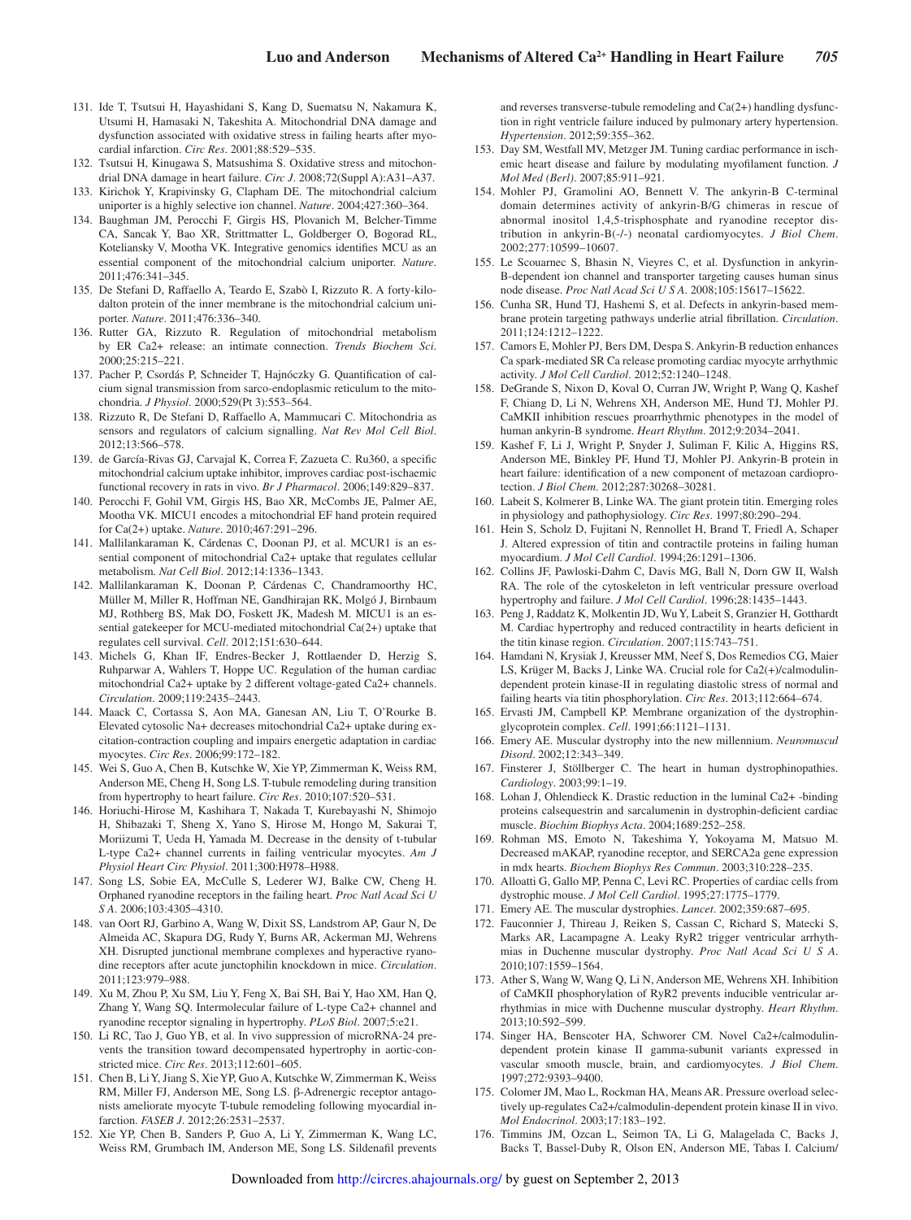131. Ide T, Tsutsui H, Hayashidani S, Kang D, Suematsu N, Nakamura K, Utsumi H, Hamasaki N, Takeshita A. Mitochondrial DNA damage and dysfunction associated with oxidative stress in failing hearts after myocardial infarction. *Circ Res*. 2001;88:529–535.
132. Tsutsui H, Kinugawa S, Matsushima S. Oxidative stress and mitochondrial DNA damage in heart failure. *Circ J*. 2008;72(Suppl A):A31–A37.
133. Kirichok Y, Krapivinsky G, Clapham DE. The mitochondrial calcium uniporter is a highly selective ion channel. *Nature*. 2004;427:360–364.
134. Baughman JM, Perocchi F, Girgis HS, Plovanich M, Belcher-Timme CA, Sancak Y, Bao XR, Strittmatter L, Goldberger O, Bogorad RL, Koteliansky V, Mootha VK. Integrative genomics identifies MCU as an essential component of the mitochondrial calcium uniporter. *Nature*. 2011;476:341–345.
135. De Stefani D, Raffaello A, Teardo E, Szabò I, Rizzuto R. A forty-kilodalton protein of the inner membrane is the mitochondrial calcium uniporter. *Nature*. 2011;476:336–340.
136. Rutter GA, Rizzuto R. Regulation of mitochondrial metabolism by ER Ca2+ release: an intimate connection. *Trends Biochem Sci*. 2000;25:215–221.
137. Pacher P, Csordás P, Schneider T, Hajnóczky G. Quantification of calcium signal transmission from sarco-endoplasmic reticulum to the mitochondria. *J Physiol*. 2000;529(Pt 3):553–564.
138. Rizzuto R, De Stefani D, Raffaello A, Mammucari C. Mitochondria as sensors and regulators of calcium signalling. *Nat Rev Mol Cell Biol*. 2012;13:566–578.
139. de García-Rivas GJ, Carvajal K, Correa F, Zazueta C. Ru360, a specific mitochondrial calcium uptake inhibitor, improves cardiac post-ischaemic functional recovery in rats in vivo. *Br J Pharmacol*. 2006;149:829–837.
140. Perocchi F, Gohil VM, Girgis HS, Bao XR, McCombs JE, Palmer AE, Mootha VK. MICU1 encodes a mitochondrial EF hand protein required for Ca(2+) uptake. *Nature*. 2010;467:291–296.
141. Mallilankaraman K, Cárdenas C, Doonan PJ, et al. MCUR1 is an essential component of mitochondrial Ca2+ uptake that regulates cellular metabolism. *Nat Cell Biol*. 2012;14:1336–1343.
142. Mallilankaraman K, Doonan P, Cárdenas C, Chandramoorthy HC, Müller M, Miller R, Hoffman NE, Gandhirajan RK, Molgó J, Birnbaum MJ, Rothberg BS, Mak DO, Foskett JK, Madesh M. MICU1 is an essential gatekeeper for MCU-mediated mitochondrial Ca(2+) uptake that regulates cell survival. *Cell*. 2012;151:630–644.
143. Michels G, Khan IF, Endres-Becker J, Rottlaender D, Herzig S, Ruhparwar A, Wahlers T, Hoppe UC. Regulation of the human cardiac mitochondrial Ca2+ uptake by 2 different voltage-gated Ca2+ channels. *Circulation*. 2009;119:2435–2443.
144. Maack C, Cortassa S, Aon MA, Ganesan AN, Liu T, O'Rourke B. Elevated cytosolic Na+ decreases mitochondrial Ca2+ uptake during excitation-contraction coupling and impairs energetic adaptation in cardiac myocytes. *Circ Res*. 2006;99:172–182.
145. Wei S, Guo A, Chen B, Kutschke W, Xie YP, Zimmerman K, Weiss RM, Anderson ME, Cheng H, Song LS. T-tubule remodeling during transition from hypertrophy to heart failure. *Circ Res*. 2010;107:520–531.
146. Horiuchi-Hirose M, Kashihara T, Nakada T, Kurebayashi N, Shimojo H, Shibazaki T, Sheng X, Yano S, Hirose M, Hongo M, Sakurai T, Moriizumi T, Ueda H, Yamada M. Decrease in the density of t-tubular L-type Ca2+ channel currents in failing ventricular myocytes. *Am J Physiol Heart Circ Physiol*. 2011;300:H978–H988.
147. Song LS, Sobie EA, McCulle S, Lederer WJ, Balke CW, Cheng H. Orphaned ryanodine receptors in the failing heart. *Proc Natl Acad Sci U S A*. 2006;103:4305–4310.
148. van Oort RJ, Garbino A, Wang W, Dixit SS, Landstrom AP, Gaur N, De Almeida AC, Skapura DG, Rudy Y, Burns AR, Ackerman MJ, Wehrens XH. Disrupted junctional membrane complexes and hyperactive ryanodine receptors after acute junctophilin knockdown in mice. *Circulation*. 2011;123:979–988.
149. Xu M, Zhou P, Xu SM, Liu Y, Feng X, Bai SH, Bai Y, Hao XM, Han Q, Zhang Y, Wang SQ. Intermolecular failure of L-type Ca2+ channel and ryanodine receptor signaling in hypertrophy. *PLoS Biol*. 2007;5:e21.
150. Li RC, Tao J, Guo YB, et al. In vivo suppression of microRNA-24 prevents the transition toward decompensated hypertrophy in aortic-constricted mice. *Circ Res*. 2013;112:601–605.
151. Chen B, Li Y, Jiang S, Xie YP, Guo A, Kutschke W, Zimmerman K, Weiss RM, Miller FJ, Anderson ME, Song LS. β-Adrenergic receptor antagonists ameliorate myocyte T-tubule remodeling following myocardial infarction. *FASEB J*. 2012;26:2531–2537.
152. Xie YP, Chen B, Sanders P, Guo A, Li Y, Zimmerman K, Wang LC, Weiss RM, Grumbach IM, Anderson ME, Song LS. Sildenafil prevents and reverses transverse-tubule remodeling and Ca(2+) handling dysfunction in right ventricle failure induced by pulmonary artery hypertension. *Hypertension*. 2012;59:355–362.
153. Day SM, Westfall MV, Metzger JM. Tuning cardiac performance in ischemic heart disease and failure by modulating myofilament function. *J Mol Med (Berl)*. 2007;85:911–921.
154. Mohler PJ, Gramolini AO, Bennett V. The ankyrin-B C-terminal domain determines activity of ankyrin-B/G chimeras in rescue of abnormal inositol 1,4,5-trisphosphate and ryanodine receptor distribution in ankyrin-B(-/-) neonatal cardiomyocytes. *J Biol Chem*. 2002;277:10599–10607.
155. Le Scouarnec S, Bhasin N, Vieyres C, et al. Dysfunction in ankyrin-B-dependent ion channel and transporter targeting causes human sinus node disease. *Proc Natl Acad Sci U S A*. 2008;105:15617–15622.
156. Cunha SR, Hund TJ, Hashemi S, et al. Defects in ankyrin-based membrane protein targeting pathways underlie atrial fibrillation. *Circulation*. 2011;124:1212–1222.
157. Camors E, Mohler PJ, Bers DM, Despa S. Ankyrin-B reduction enhances Ca spark-mediated SR Ca release promoting cardiac myocyte arrhythmic activity. *J Mol Cell Cardiol*. 2012;52:1240–1248.
158. DeGrande S, Nixon D, Koval O, Curran JW, Wright P, Wang Q, Kashef F, Chiang D, Li N, Wehrens XH, Anderson ME, Hund TJ, Mohler PJ. CaMKII inhibition rescues proarrhythmic phenotypes in the model of human ankyrin-B syndrome. *Heart Rhythm*. 2012;9:2034–2041.
159. Kashef F, Li J, Wright P, Snyder J, Suliman F, Kilic A, Higgins RS, Anderson ME, Binkley PF, Hund TJ, Mohler PJ. Ankyrin-B protein in heart failure: identification of a new component of metazoan cardioprotection. *J Biol Chem*. 2012;287:30268–30281.
160. Labeit S, Kolmerer B, Linke WA. The giant protein titin. Emerging roles in physiology and pathophysiology. *Circ Res*. 1997;80:290–294.
161. Hein S, Scholz D, Fujitani N, Rennollet H, Brand T, Friedl A, Schaper J. Altered expression of titin and contractile proteins in failing human myocardium. *J Mol Cell Cardiol*. 1994;26:1291–1306.
162. Collins JF, Pawloski-Dahm C, Davis MG, Ball N, Dorn GW II, Walsh RA. The role of the cytoskeleton in left ventricular pressure overload hypertrophy and failure. *J Mol Cell Cardiol*. 1996;28:1435–1443.
163. Peng J, Raddatz K, Molkentin JD, Wu Y, Labeit S, Granzier H, Gotthardt M. Cardiac hypertrophy and reduced contractility in hearts deficient in the titin kinase region. *Circulation*. 2007;115:743–751.
164. Hamdani N, Krysiak J, Kreusser MM, Neef S, Dos Remedios CG, Maier LS, Krüger M, Backs J, Linke WA. Crucial role for Ca2(+)/calmodulin-dependent protein kinase-II in regulating diastolic stress of normal and failing hearts via titin phosphorylation. *Circ Res*. 2013;112:664–674.
165. Ervasti JM, Campbell KP. Membrane organization of the dystrophin-glycoprotein complex. *Cell*. 1991;66:1121–1131.
166. Emery AE. Muscular dystrophy into the new millennium. *Neuromuscul Disord*. 2002;12:343–349.
167. Finsterer J, Stöllberger C. The heart in human dystrophinopathies. *Cardiology*. 2003;99:1–19.
168. Lohan J, Ohlendieck K. Drastic reduction in the luminal Ca2+ -binding proteins calsequestrin and sarcalumenin in dystrophin-deficient cardiac muscle. *Biochim Biophys Acta*. 2004;1689:252–258.
169. Rohman MS, Emoto N, Takeshima Y, Yokoyama M, Matsuo M. Decreased mAKAP, ryanodine receptor, and SERCA2a gene expression in mdx hearts. *Biochem Biophys Res Commun*. 2003;310:228–235.
170. Alloatti G, Gallo MP, Penna C, Levi RC. Properties of cardiac cells from dystrophic mouse. *J Mol Cell Cardiol*. 1995;27:1775–1779.
171. Emery AE. The muscular dystrophies. *Lancet*. 2002;359:687–695.
172. Fauconnier J, Thireau J, Reiken S, Cassan C, Richard S, Matecki S, Marks AR, Lacampagne A. Leaky RyR2 trigger ventricular arrhythmias in Duchenne muscular dystrophy. *Proc Natl Acad Sci U S A*. 2010;107:1559–1564.
173. Ather S, Wang W, Wang Q, Li N, Anderson ME, Wehrens XH. Inhibition of CaMKII phosphorylation of RyR2 prevents inducible ventricular arrhythmias in mice with Duchenne muscular dystrophy. *Heart Rhythm*. 2013;10:592–599.
174. Singer HA, Benscoter HA, Schworer CM. Novel Ca2+/calmodulin-dependent protein kinase II gamma-subunit variants expressed in vascular smooth muscle, brain, and cardiomyocytes. *J Biol Chem*. 1997;272:9393–9400.
175. Colomer JM, Mao L, Rockman HA, Means AR. Pressure overload selectively up-regulates Ca2+/calmodulin-dependent protein kinase II in vivo. *Mol Endocrinol*. 2003;17:183–192.
176. Timmins JM, Ozcan L, Seimon TA, Li G, Malagelada C, Backs J, Backs T, Bassel-Duby R, Olson EN, Anderson ME, Tabas I. Calcium/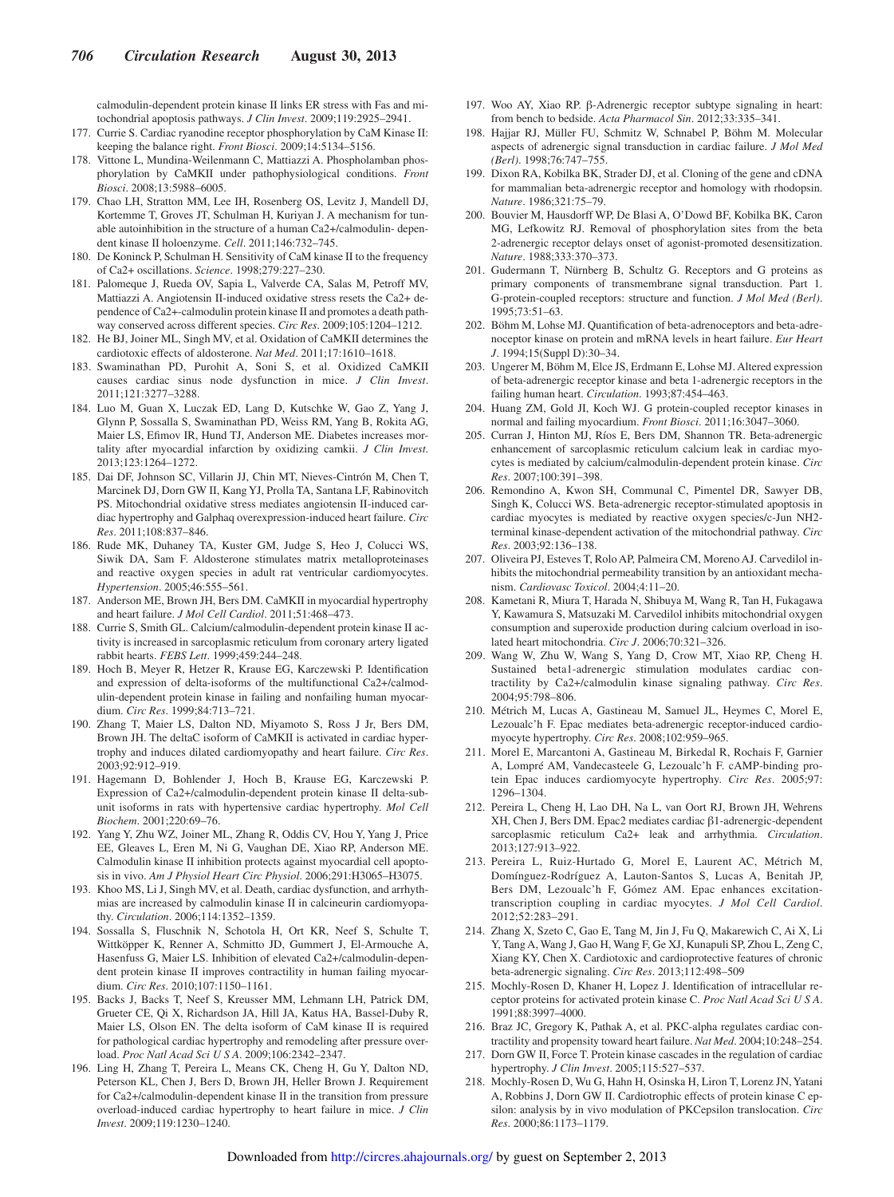calmodulin-dependent protein kinase II links ER stress with Fas and mitochondrial apoptosis pathways. *J Clin Invest*. 2009;119:2925–2941.

177. Currie S. Cardiac ryanodine receptor phosphorylation by CaM Kinase II: keeping the balance right. *Front Biosci*. 2009;14:5134–5156.
178. Vittone L, Mundina-Weilenmann C, Mattiazzi A. Phospholamban phosphorylation by CaMKII under pathophysiological conditions. *Front Biosci*. 2008;13:5988–6005.
179. Chao LH, Stratton MM, Lee IH, Rosenberg OS, Levitz J, Mandell DJ, Kortemme T, Groves JT, Schulman H, Kuriyan J. A mechanism for tunable autoinhibition in the structure of a human Ca2+/calmodulin- dependent kinase II holoenzyme. *Cell*. 2011;146:732–745.
180. De Koninck P, Schulman H. Sensitivity of CaM kinase II to the frequency of Ca2+ oscillations. *Science*. 1998;279:227–230.
181. Palomeque J, Rueda OV, Sapia L, Valverde CA, Salas M, Petroff MV, Mattiazzi A. Angiotensin II-induced oxidative stress resets the Ca2+ dependence of Ca2+-calmodulin protein kinase II and promotes a death pathway conserved across different species. *Circ Res*. 2009;105:1204–1212.
182. He BJ, Joiner ML, Singh MV, et al. Oxidation of CaMKII determines the cardiotoxic effects of aldosterone. *Nat Med*. 2011;17:1610–1618.
183. Swaminathan PD, Purohit A, Soni S, et al. Oxidized CaMKII causes cardiac sinus node dysfunction in mice. *J Clin Invest*. 2011;121:3277–3288.
184. Luo M, Guan X, Luczak ED, Lang D, Kutschke W, Gao Z, Yang J, Glynn P, Sossalla S, Swaminathan PD, Weiss RM, Yang B, Rokita AG, Maier LS, Efimov IR, Hund TJ, Anderson ME. Diabetes increases mortality after myocardial infarction by oxidizing camkii. *J Clin Invest*. 2013;123:1264–1272.
185. Dai DF, Johnson SC, Villarin JJ, Chin MT, Nieves-Cintrón M, Chen T, Marcinek DJ, Dorn GW II, Kang YJ, Prolla TA, Santana LF, Rabinovitch PS. Mitochondrial oxidative stress mediates angiotensin II-induced cardiac hypertrophy and Galphaq overexpression-induced heart failure. *Circ Res*. 2011;108:837–846.
186. Rude MK, Duhaney TA, Kuster GM, Judge S, Heo J, Colucci WS, Siwik DA, Sam F. Aldosterone stimulates matrix metalloproteinases and reactive oxygen species in adult rat ventricular cardiomyocytes. *Hypertension*. 2005;46:555–561.
187. Anderson ME, Brown JH, Bers DM. CaMKII in myocardial hypertrophy and heart failure. *J Mol Cell Cardiol*. 2011;51:468–473.
188. Currie S, Smith GL. Calcium/calmodulin-dependent protein kinase II activity is increased in sarcoplasmic reticulum from coronary artery ligated rabbit hearts. *FEBS Lett*. 1999;459:244–248.
189. Hoch B, Meyer R, Hetzer R, Krause EG, Karczewski P. Identification and expression of delta-isoforms of the multifunctional Ca2+/calmodulin-dependent protein kinase in failing and nonfailing human myocardium. *Circ Res*. 1999;84:713–721.
190. Zhang T, Maier LS, Dalton ND, Miyamoto S, Ross J Jr, Bers DM, Brown JH. The deltaC isoform of CaMKII is activated in cardiac hypertrophy and induces dilated cardiomyopathy and heart failure. *Circ Res*. 2003;92:912–919.
191. Hagemann D, Bohlender J, Hoch B, Krause EG, Karczewski P. Expression of Ca2+/calmodulin-dependent protein kinase II delta-subunit isoforms in rats with hypertensive cardiac hypertrophy. *Mol Cell Biochem*. 2001;220:69–76.
192. Yang Y, Zhu WZ, Joiner ML, Zhang R, Oddis CV, Hou Y, Yang J, Price EE, Gleaves L, Eren M, Ni G, Vaughan DE, Xiao RP, Anderson ME. Calmodulin kinase II inhibition protects against myocardial cell apoptosis in vivo. *Am J Physiol Heart Circ Physiol*. 2006;291:H3065–H3075.
193. Khoo MS, Li J, Singh MV, et al. Death, cardiac dysfunction, and arrhythmias are increased by calmodulin kinase II in calcineurin cardiomyopathy. *Circulation*. 2006;114:1352–1359.
194. Sossalla S, Fluschnik N, Schotola H, Ort KR, Neef S, Schulte T, Wittköpper K, Renner A, Schmitto JD, Gummert J, El-Armouche A, Hasenfuss G, Maier LS. Inhibition of elevated Ca2+/calmodulin-dependent protein kinase II improves contractility in human failing myocardium. *Circ Res*. 2010;107:1150–1161.
195. Backs J, Backs T, Neef S, Kreusser MM, Lehmann LH, Patrick DM, Grueter CE, Qi X, Richardson JA, Hill JA, Katus HA, Bassel-Duby R, Maier LS, Olson EN. The delta isoform of CaM kinase II is required for pathological cardiac hypertrophy and remodeling after pressure overload. *Proc Natl Acad Sci U S A*. 2009;106:2342–2347.
196. Ling H, Zhang T, Pereira L, Means CK, Cheng H, Gu Y, Dalton ND, Peterson KL, Chen J, Bers D, Brown JH, Heller Brown J. Requirement for Ca2+/calmodulin-dependent kinase II in the transition from pressure overload-induced cardiac hypertrophy to heart failure in mice. *J Clin Invest*. 2009;119:1230–1240.
197. Woo AY, Xiao RP. β-Adrenergic receptor subtype signaling in heart: from bench to bedside. *Acta Pharmacol Sin*. 2012;33:335–341.
198. Hajjar RJ, Müller FU, Schmitz W, Schnabel P, Böhm M. Molecular aspects of adrenergic signal transduction in cardiac failure. *J Mol Med (Berl)*. 1998;76:747–755.
199. Dixon RA, Kobilka BK, Strader DJ, et al. Cloning of the gene and cDNA for mammalian beta-adrenergic receptor and homology with rhodopsin. *Nature*. 1986;321:75–79.
200. Bouvier M, Hausdorff WP, De Blasi A, O'Dowd BF, Kobilka BK, Caron MG, Lefkowitz RJ. Removal of phosphorylation sites from the beta 2-adrenergic receptor delays onset of agonist-promoted desensitization. *Nature*. 1988;333:370–373.
201. Gudermann T, Nürnberg B, Schultz G. Receptors and G proteins as primary components of transmembrane signal transduction. Part 1. G-protein-coupled receptors: structure and function. *J Mol Med (Berl)*. 1995;73:51–63.
202. Böhm M, Lohse MJ. Quantification of beta-adrenoceptors and beta-adrenoceptor kinase on protein and mRNA levels in heart failure. *Eur Heart J*. 1994;15(Suppl D):30–34.
203. Ungerer M, Böhm M, Elce JS, Erdmann E, Lohse MJ. Altered expression of beta-adrenergic receptor kinase and beta 1-adrenergic receptors in the failing human heart. *Circulation*. 1993;87:454–463.
204. Huang ZM, Gold JI, Koch WJ. G protein-coupled receptor kinases in normal and failing myocardium. *Front Biosci*. 2011;16:3047–3060.
205. Curran J, Hinton MJ, Ríos E, Bers DM, Shannon TR. Beta-adrenergic enhancement of sarcoplasmic reticulum calcium leak in cardiac myocytes is mediated by calcium/calmodulin-dependent protein kinase. *Circ Res*. 2007;100:391–398.
206. Remondino A, Kwon SH, Communal C, Pimentel DR, Sawyer DB, Singh K, Colucci WS. Beta-adrenergic receptor-stimulated apoptosis in cardiac myocytes is mediated by reactive oxygen species/c-Jun NH2-terminal kinase-dependent activation of the mitochondrial pathway. *Circ Res*. 2003;92:136–138.
207. Oliveira PJ, Esteves T, Rolo AP, Palmeira CM, Moreno AJ. Carvedilol inhibits the mitochondrial permeability transition by an antioxidant mechanism. *Cardiovasc Toxicol*. 2004;4:11–20.
208. Kametani R, Miura T, Harada N, Shibuya M, Wang R, Tan H, Fukagawa Y, Kawamura S, Matsuzaki M. Carvedilol inhibits mitochondrial oxygen consumption and superoxide production during calcium overload in isolated heart mitochondria. *Circ J*. 2006;70:321–326.
209. Wang W, Zhu W, Wang S, Yang D, Crow MT, Xiao RP, Cheng H. Sustained beta1-adrenergic stimulation modulates cardiac contractility by Ca2+/calmodulin kinase signaling pathway. *Circ Res*. 2004;95:798–806.
210. Métrich M, Lucas A, Gastineau M, Samuel JL, Heymes C, Morel E, Lezoualc'h F. Epac mediates beta-adrenergic receptor-induced cardiomyocyte hypertrophy. *Circ Res*. 2008;102:959–965.
211. Morel E, Marcantoni A, Gastineau M, Birkedal R, Rochais F, Garnier A, Lompré AM, Vandecasteele G, Lezoualc'h F. cAMP-binding protein Epac induces cardiomyocyte hypertrophy. *Circ Res*. 2005;97: 1296–1304.
212. Pereira L, Cheng H, Lao DH, Na L, van Oort RJ, Brown JH, Wehrens XH, Chen J, Bers DM. Epac2 mediates cardiac β1-adrenergic-dependent sarcoplasmic reticulum Ca2+ leak and arrhythmia. *Circulation*. 2013;127:913–922.
213. Pereira L, Ruiz-Hurtado G, Morel E, Laurent AC, Métrich M, Domínguez-Rodríguez A, Lauton-Santos S, Lucas A, Benitah JP, Bers DM, Lezoualc'h F, Gómez AM. Epac enhances excitation-transcription coupling in cardiac myocytes. *J Mol Cell Cardiol*. 2012;52:283–291.
214. Zhang X, Szeto C, Gao E, Tang M, Jin J, Fu Q, Makarewich C, Ai X, Li Y, Tang A, Wang J, Gao H, Wang F, Ge XJ, Kunapuli SP, Zhou L, Zeng C, Xiang KY, Chen X. Cardiotoxic and cardioprotective features of chronic beta-adrenergic signaling. *Circ Res*. 2013;112:498–509
215. Mochly-Rosen D, Khaner H, Lopez J. Identification of intracellular receptor proteins for activated protein kinase C. *Proc Natl Acad Sci U S A*. 1991;88:3997–4000.
216. Braz JC, Gregory K, Pathak A, et al. PKC-alpha regulates cardiac contractility and propensity toward heart failure. *Nat Med*. 2004;10:248–254.
217. Dorn GW II, Force T. Protein kinase cascades in the regulation of cardiac hypertrophy. *J Clin Invest*. 2005;115:527–537.
218. Mochly-Rosen D, Wu G, Hahn H, Osinska H, Liron T, Lorenz JN, Yatani A, Robbins J, Dorn GW II. Cardiotrophic effects of protein kinase C epsilon: analysis by in vivo modulation of PKCepsilon translocation. *Circ Res*. 2000;86:1173–1179.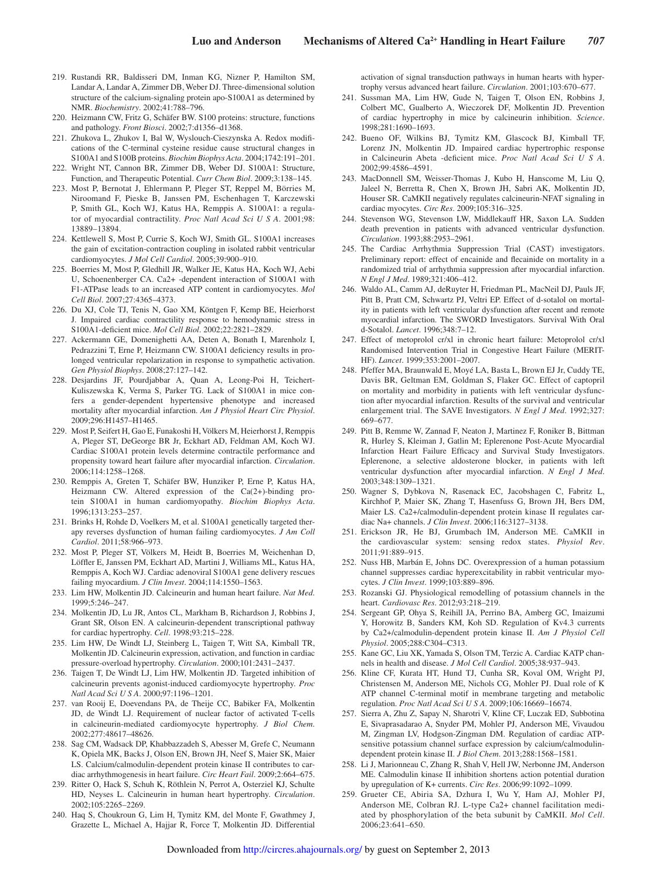219. Rustandi RR, Baldisseri DM, Inman KG, Nizner P, Hamilton SM, Landar A, Landar A, Zimmer DB, Weber DJ. Three-dimensional solution structure of the calcium-signaling protein apo-S100A1 as determined by NMR. *Biochemistry*. 2002;41:788–796.
220. Heizmann CW, Fritz G, Schäfer BW. S100 proteins: structure, functions and pathology. *Front Biosci*. 2002;7:d1356–d1368.
221. Zhukova L, Zhukov I, Bal W, Wyslouch-Cieszynska A. Redox modifications of the C-terminal cysteine residue cause structural changes in S100A1 and S100B proteins. *Biochim Biophys Acta*. 2004;1742:191–201.
222. Wright NT, Cannon BR, Zimmer DB, Weber DJ. S100A1: Structure, Function, and Therapeutic Potential. *Curr Chem Biol*. 2009;3:138–145.
223. Most P, Bernotat J, Ehlermann P, Pleger ST, Reppel M, Börries M, Niroomand F, Pieske B, Janssen PM, Eschenhagen T, Karczewski P, Smith GL, Koch WJ, Katus HA, Remppis A. S100A1: a regulator of myocardial contractility. *Proc Natl Acad Sci U S A*. 2001;98:13889–13894.
224. Kettlewell S, Most P, Currie S, Koch WJ, Smith GL. S100A1 increases the gain of excitation-contraction coupling in isolated rabbit ventricular cardiomyocytes. *J Mol Cell Cardiol*. 2005;39:900–910.
225. Boerries M, Most P, Gledhill JR, Walker JE, Katus HA, Koch WJ, Aebi U, Schoenenberger CA. Ca2+ -dependent interaction of S100A1 with F1-ATPase leads to an increased ATP content in cardiomyocytes. *Mol Cell Biol*. 2007;27:4365–4373.
226. Du XJ, Cole TJ, Tenis N, Gao XM, Köntgen F, Kemp BE, Heierhorst J. Impaired cardiac contractility response to hemodynamic stress in S100A1-deficient mice. *Mol Cell Biol*. 2002;22:2821–2829.
227. Ackermann GE, Domenighetti AA, Deten A, Bonath I, Marenholz I, Pedrazzini T, Erne P, Heizmann CW. S100A1 deficiency results in prolonged ventricular repolarization in response to sympathetic activation. *Gen Physiol Biophys*. 2008;27:127–142.
228. Desjardins JF, Pourdjabbar A, Quan A, Leong-Poi H, Teichert-Kuliszewska K, Verma S, Parker TG. Lack of S100A1 in mice confers a gender-dependent hypertensive phenotype and increased mortality after myocardial infarction. *Am J Physiol Heart Circ Physiol*. 2009;296:H1457–H1465.
229. Most P, Seifert H, Gao E, Funakoshi H, Völkers M, Heierhorst J, Remppis A, Pleger ST, DeGeorge BR Jr, Eckhart AD, Feldman AM, Koch WJ. Cardiac S100A1 protein levels determine contractile performance and propensity toward heart failure after myocardial infarction. *Circulation*. 2006;114:1258–1268.
230. Remppis A, Greten T, Schäfer BW, Hunziker P, Erne P, Katus HA, Heizmann CW. Altered expression of the Ca(2+)-binding protein S100A1 in human cardiomyopathy. *Biochim Biophys Acta*. 1996;1313:253–257.
231. Brinks H, Rohde D, Voelkers M, et al. S100A1 genetically targeted therapy reverses dysfunction of human failing cardiomyocytes. *J Am Coll Cardiol*. 2011;58:966–973.
232. Most P, Pleger ST, Völkers M, Heidt B, Boerries M, Weichenhan D, Löffler E, Janssen PM, Eckhart AD, Martini J, Williams ML, Katus HA, Remppis A, Koch WJ. Cardiac adenoviral S100A1 gene delivery rescues failing myocardium. *J Clin Invest*. 2004;114:1550–1563.
233. Lim HW, Molkentin JD. Calcineurin and human heart failure. *Nat Med*. 1999;5:246–247.
234. Molkentin JD, Lu JR, Antos CL, Markham B, Richardson J, Robbins J, Grant SR, Olson EN. A calcineurin-dependent transcriptional pathway for cardiac hypertrophy. *Cell*. 1998;93:215–228.
235. Lim HW, De Windt LJ, Steinberg L, Taigen T, Witt SA, Kimball TR, Molkentin JD. Calcineurin expression, activation, and function in cardiac pressure-overload hypertrophy. *Circulation*. 2000;101:2431–2437.
236. Taigen T, De Windt LJ, Lim HW, Molkentin JD. Targeted inhibition of calcineurin prevents agonist-induced cardiomyocyte hypertrophy. *Proc Natl Acad Sci U S A*. 2000;97:1196–1201.
237. van Rooij E, Doevendans PA, de Theije CC, Babiker FA, Molkentin JD, de Windt LJ. Requirement of nuclear factor of activated T-cells in calcineurin-mediated cardiomyocyte hypertrophy. *J Biol Chem*. 2002;277:48617–48626.
238. Sag CM, Wadsack DP, Khabbazzadeh S, Abesser M, Grefe C, Neumann K, Opiela MK, Backs J, Olson EN, Brown JH, Neef S, Maier SK, Maier LS. Calcium/calmodulin-dependent protein kinase II contributes to cardiac arrhythmogenesis in heart failure. *Circ Heart Fail*. 2009;2:664–675.
239. Ritter O, Hack S, Schuh K, Röthlein N, Perrot A, Osterziel KJ, Schulte HD, Neyses L. Calcineurin in human heart hypertrophy. *Circulation*. 2002;105:2265–2269.
240. Haq S, Choukroun G, Lim H, Tymitz KM, del Monte F, Gwathmey J, Grazette L, Michael A, Hajjar R, Force T, Molkentin JD. Differential activation of signal transduction pathways in human hearts with hypertrophy versus advanced heart failure. *Circulation*. 2001;103:670–677.
241. Sussman MA, Lim HW, Gude N, Taigen T, Olson EN, Robbins J, Colbert MC, Gualberto A, Wieczorek DF, Molkentin JD. Prevention of cardiac hypertrophy in mice by calcineurin inhibition. *Science*. 1998;281:1690–1693.
242. Bueno OF, Wilkins BJ, Tymitz KM, Glascock BJ, Kimball TF, Lorenz JN, Molkentin JD. Impaired cardiac hypertrophic response in Calcineurin Abeta -deficient mice. *Proc Natl Acad Sci U S A*. 2002;99:4586–4591.
243. MacDonnell SM, Weisser-Thomas J, Kubo H, Hanscome M, Liu Q, Jaleel N, Berretta R, Chen X, Brown JH, Sabri AK, Molkentin JD, Houser SR. CaMKII negatively regulates calcineurin-NFAT signaling in cardiac myocytes. *Circ Res*. 2009;105:316–325.
244. Stevenson WG, Stevenson LW, Middlekauff HR, Saxon LA. Sudden death prevention in patients with advanced ventricular dysfunction. *Circulation*. 1993;88:2953–2961.
245. The Cardiac Arrhythmia Suppression Trial (CAST) investigators. Preliminary report: effect of encainide and flecainide on mortality in a randomized trial of arrhythmia suppression after myocardial infarction. *N Engl J Med*. 1989;321:406–412.
246. Waldo AL, Camm AJ, deRuyter H, Friedman PL, MacNeil DJ, Pauls JF, Pitt B, Pratt CM, Schwartz PJ, Veltri EP. Effect of d-sotalol on mortality in patients with left ventricular dysfunction after recent and remote myocardial infarction. The SWORD Investigators. Survival With Oral d-Sotalol. *Lancet*. 1996;348:7–12.
247. Effect of metoprolol cr/xl in chronic heart failure: Metoprolol cr/xl Randomised Intervention Trial in Congestive Heart Failure (MERIT-HF). *Lancet*. 1999;353:2001–2007.
248. Pfeffer MA, Braunwald E, Moyé LA, Basta L, Brown EJ Jr, Cuddy TE, Davis BR, Geltman EM, Goldman S, Flaker GC. Effect of captopril on mortality and morbidity in patients with left ventricular dysfunction after myocardial infarction. Results of the survival and ventricular enlargement trial. The SAVE Investigators. *N Engl J Med*. 1992;327:669–677.
249. Pitt B, Remme W, Zannad F, Neaton J, Martinez F, Roniker B, Bittman R, Hurley S, Kleiman J, Gatlin M; Eplerenone Post-Acute Myocardial Infarction Heart Failure Efficacy and Survival Study Investigators. Eplerenone, a selective aldosterone blocker, in patients with left ventricular dysfunction after myocardial infarction. *N Engl J Med*. 2003;348:1309–1321.
250. Wagner S, Dybkova N, Rasenack EC, Jacobshagen C, Fabritz L, Kirchhof P, Maier SK, Zhang T, Hasenfuss G, Brown JH, Bers DM, Maier LS. Ca2+/calmodulin-dependent protein kinase II regulates cardiac Na+ channels. *J Clin Invest*. 2006;116:3127–3138.
251. Erickson JR, He BJ, Grumbach IM, Anderson ME. CaMKII in the cardiovascular system: sensing redox states. *Physiol Rev*. 2011;91:889–915.
252. Nuss HB, Marbán E, Johns DC. Overexpression of a human potassium channel suppresses cardiac hyperexcitability in rabbit ventricular myocytes. *J Clin Invest*. 1999;103:889–896.
253. Rozanski GJ. Physiological remodelling of potassium channels in the heart. *Cardiovasc Res*. 2012;93:218–219.
254. Sergeant GP, Ohya S, Reihill JA, Perrino BA, Amberg GC, Imaizumi Y, Horowitz B, Sanders KM, Koh SD. Regulation of Kv4.3 currents by Ca2+/calmodulin-dependent protein kinase II. *Am J Physiol Cell Physiol*. 2005;288:C304–C313.
255. Kane GC, Liu XK, Yamada S, Olson TM, Terzic A. Cardiac KATP channels in health and disease. *J Mol Cell Cardiol*. 2005;38:937–943.
256. Kline CF, Kurata HT, Hund TJ, Cunha SR, Koval OM, Wright PJ, Christensen M, Anderson ME, Nichols CG, Mohler PJ. Dual role of K ATP channel C-terminal motif in membrane targeting and metabolic regulation. *Proc Natl Acad Sci U S A*. 2009;106:16669–16674.
257. Sierra A, Zhu Z, Sapay N, Sharotri V, Kline CF, Luczak ED, Subbotina E, Sivaprasadarao A, Snyder PM, Mohler PJ, Anderson ME, Vivaudou M, Zingman LV, Hodgson-Zingman DM. Regulation of cardiac ATP-sensitive potassium channel surface expression by calcium/calmodulin-dependent protein kinase II. *J Biol Chem*. 2013;288:1568–1581.
258. Li J, Marionneau C, Zhang R, Shah V, Hell JW, Nerbonne JM, Anderson ME. Calmodulin kinase II inhibition shortens action potential duration by upregulation of K+ currents. *Circ Res*. 2006;99:1092–1099.
259. Grueter CE, Abiria SA, Dzhura I, Wu Y, Ham AJ, Mohler PJ, Anderson ME, Colbran RJ. L-type Ca2+ channel facilitation mediated by phosphorylation of the beta subunit by CaMKII. *Mol Cell*. 2006;23:641–650.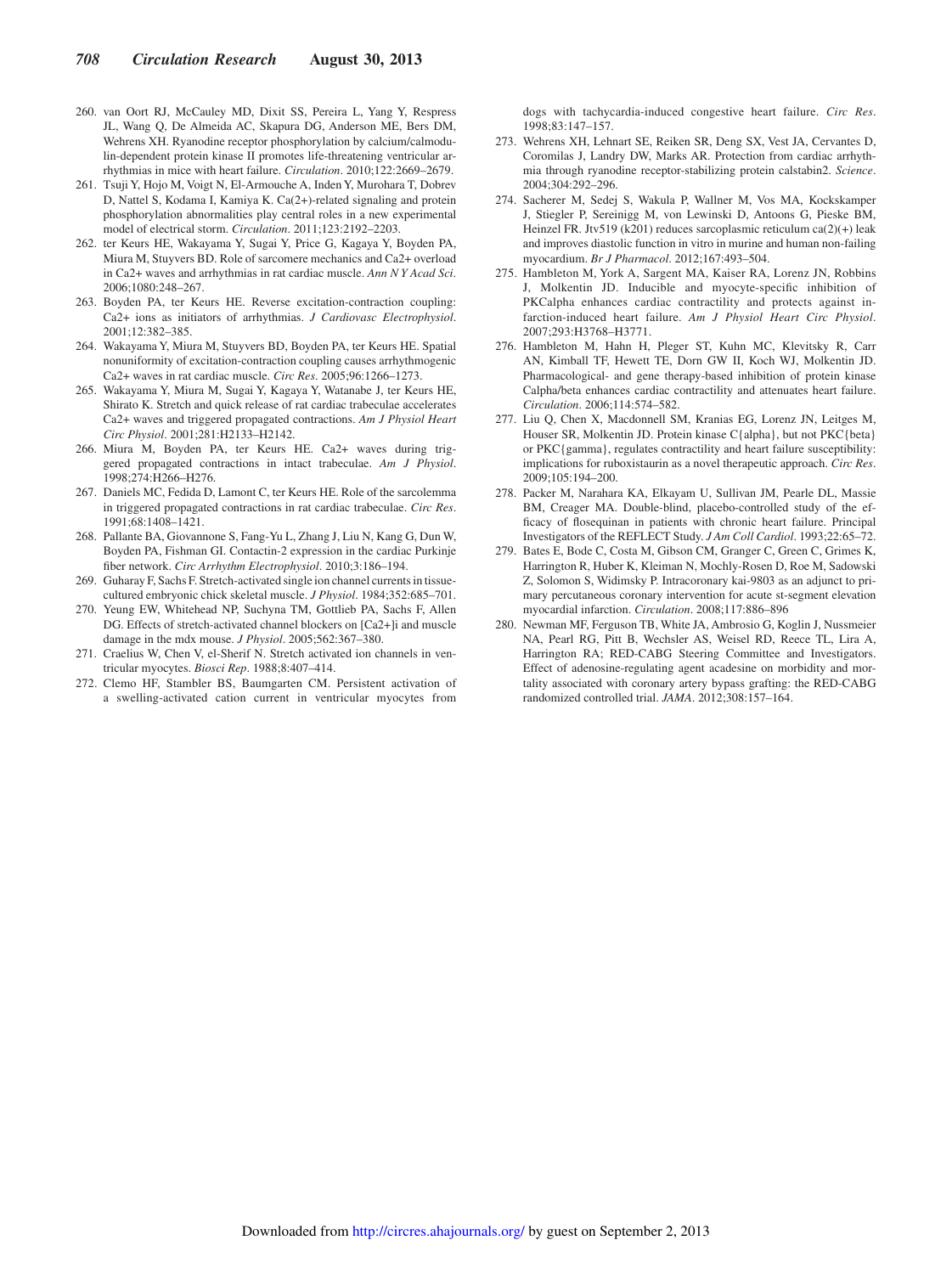260. van Oort RJ, McCauley MD, Dixit SS, Pereira L, Yang Y, Respress JL, Wang Q, De Almeida AC, Skapura DG, Anderson ME, Bers DM, Wehrens XH. Ryanodine receptor phosphorylation by calcium/calmodulin-dependent protein kinase II promotes life-threatening ventricular arrhythmias in mice with heart failure. *Circulation*. 2010;122:2669–2679.
261. Tsuji Y, Hojo M, Voigt N, El-Armouche A, Inden Y, Murohara T, Dobrev D, Nattel S, Kodama I, Kamiya K. Ca(2+)-related signaling and protein phosphorylation abnormalities play central roles in a new experimental model of electrical storm. *Circulation*. 2011;123:2192–2203.
262. ter Keurs HE, Wakayama Y, Sugai Y, Price G, Kagaya Y, Boyden PA, Miura M, Stuyvers BD. Role of sarcomere mechanics and Ca2+ overload in Ca2+ waves and arrhythmias in rat cardiac muscle. *Ann N Y Acad Sci*. 2006;1080:248–267.
263. Boyden PA, ter Keurs HE. Reverse excitation-contraction coupling: Ca2+ ions as initiators of arrhythmias. *J Cardiovasc Electrophysiol*. 2001;12:382–385.
264. Wakayama Y, Miura M, Stuyvers BD, Boyden PA, ter Keurs HE. Spatial nonuniformity of excitation-contraction coupling causes arrhythmogenic Ca2+ waves in rat cardiac muscle. *Circ Res*. 2005;96:1266–1273.
265. Wakayama Y, Miura M, Sugai Y, Kagaya Y, Watanabe J, ter Keurs HE, Shirato K. Stretch and quick release of rat cardiac trabeculae accelerates Ca2+ waves and triggered propagated contractions. *Am J Physiol Heart Circ Physiol*. 2001;281:H2133–H2142.
266. Miura M, Boyden PA, ter Keurs HE. Ca2+ waves during triggered propagated contractions in intact trabeculae. *Am J Physiol*. 1998;274:H266–H276.
267. Daniels MC, Fedida D, Lamont C, ter Keurs HE. Role of the sarcolemma in triggered propagated contractions in rat cardiac trabeculae. *Circ Res*. 1991;68:1408–1421.
268. Pallante BA, Giovannone S, Fang-Yu L, Zhang J, Liu N, Kang G, Dun W, Boyden PA, Fishman GI. Contactin-2 expression in the cardiac Purkinje fiber network. *Circ Arrhythm Electrophysiol*. 2010;3:186–194.
269. Guharay F, Sachs F. Stretch-activated single ion channel currents in tissue-cultured embryonic chick skeletal muscle. *J Physiol*. 1984;352:685–701.
270. Yeung EW, Whitehead NP, Suchyna TM, Gottlieb PA, Sachs F, Allen DG. Effects of stretch-activated channel blockers on [Ca2+]i and muscle damage in the mdx mouse. *J Physiol*. 2005;562:367–380.
271. Craelius W, Chen V, el-Sherif N. Stretch activated ion channels in ventricular myocytes. *Biosci Rep*. 1988;8:407–414.
272. Clemo HF, Stambler BS, Baumgarten CM. Persistent activation of a swelling-activated cation current in ventricular myocytes from dogs with tachycardia-induced congestive heart failure. *Circ Res*. 1998;83:147–157.
273. Wehrens XH, Lehnart SE, Reiken SR, Deng SX, Vest JA, Cervantes D, Coromilas J, Landry DW, Marks AR. Protection from cardiac arrhythmia through ryanodine receptor-stabilizing protein calstabin2. *Science*. 2004;304:292–296.
274. Sacherer M, Sedej S, Wakula P, Wallner M, Vos MA, Kockskamper J, Stiegler P, Sereinigg M, von Lewinski D, Antoons G, Pieske BM, Heinzel FR. Jtv519 (k201) reduces sarcoplasmic reticulum ca(2)(+) leak and improves diastolic function in vitro in murine and human non-failing myocardium. *Br J Pharmacol*. 2012;167:493–504.
275. Hambleton M, York A, Sargent MA, Kaiser RA, Lorenz JN, Robbins J, Molkentin JD. Inducible and myocyte-specific inhibition of PKCalpha enhances cardiac contractility and protects against infarction-induced heart failure. *Am J Physiol Heart Circ Physiol*. 2007;293:H3768–H3771.
276. Hambleton M, Hahn H, Pleger ST, Kuhn MC, Klevitsky R, Carr AN, Kimball TF, Hewett TE, Dorn GW II, Koch WJ, Molkentin JD. Pharmacological- and gene therapy-based inhibition of protein kinase Calpha/beta enhances cardiac contractility and attenuates heart failure. *Circulation*. 2006;114:574–582.
277. Liu Q, Chen X, Macdonnell SM, Kranias EG, Lorenz JN, Leitges M, Houser SR, Molkentin JD. Protein kinase C{alpha}, but not PKC{beta} or PKC{gamma}, regulates contractility and heart failure susceptibility: implications for ruboxistaurin as a novel therapeutic approach. *Circ Res*. 2009;105:194–200.
278. Packer M, Narahara KA, Elkayam U, Sullivan JM, Pearle DL, Massie BM, Creager MA. Double-blind, placebo-controlled study of the efficacy of flosequinan in patients with chronic heart failure. Principal Investigators of the REFLECT Study. *J Am Coll Cardiol*. 1993;22:65–72.
279. Bates E, Bode C, Costa M, Gibson CM, Granger C, Green C, Grimes K, Harrington R, Huber K, Kleiman N, Mochly-Rosen D, Roe M, Sadowski Z, Solomon S, Widimsky P. Intracoronary kai-9803 as an adjunct to primary percutaneous coronary intervention for acute st-segment elevation myocardial infarction. *Circulation*. 2008;117:886–896
280. Newman MF, Ferguson TB, White JA, Ambrosio G, Koglin J, Nussmeier NA, Pearl RG, Pitt B, Wechsler AS, Weisel RD, Reece TL, Lira A, Harrington RA; RED-CABG Steering Committee and Investigators. Effect of adenosine-regulating agent acadesine on morbidity and mortality associated with coronary artery bypass grafting: the RED-CABG randomized controlled trial. *JAMA*. 2012;308:157–164.